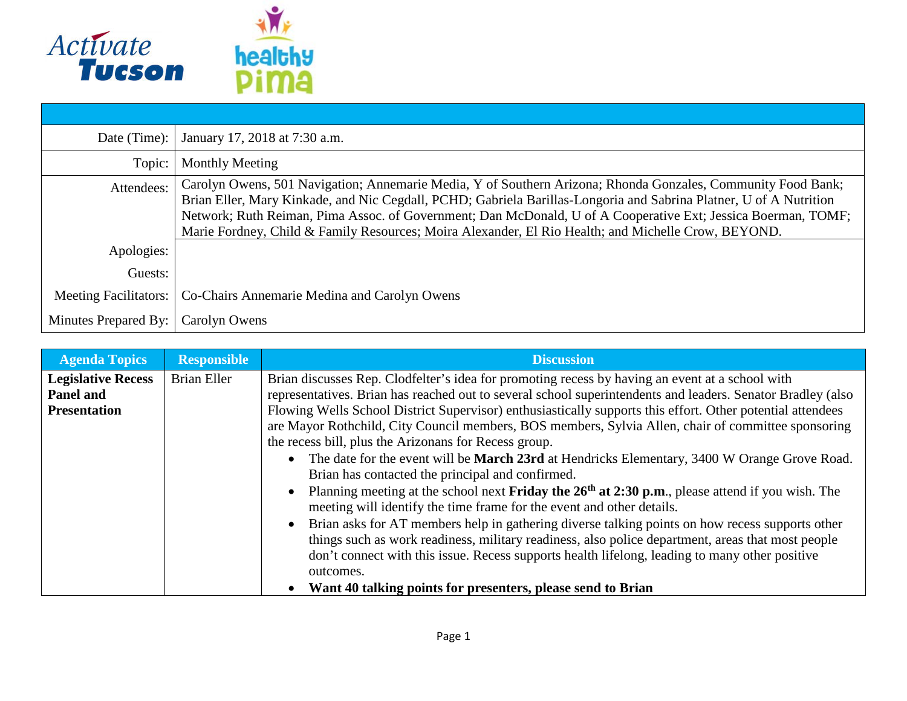Activate Tucson

healthy Pima

| | |
|---|---|
| Date (Time): | January 17, 2018 at 7:30 a.m. |
| Topic: | Monthly Meeting |
| Attendees: | Carolyn Owens, 501 Navigation; Annemarie Media, Y of Southern Arizona; Rhonda Gonzales, Community Food Bank; Brian Eller, Mary Kinkade, and Nic Cegdall, PCHD; Gabriela Barillas-Longoria and Sabrina Platner, U of A Nutrition Network; Ruth Reiman, Pima Assoc. of Government; Dan McDonald, U of A Cooperative Ext; Jessica Boerman, TOMF; Marie Fordney, Child & Family Resources; Moira Alexander, El Rio Health; and Michelle Crow, BEYOND. |
| Apologies: | |
| Guests: | |
| Meeting Facilitators: | Co-Chairs Annemarie Medina and Carolyn Owens |
| Minutes Prepared By: | Carolyn Owens |

| Agenda Topics | Responsible | Discussion |
|---|---|---|
| **Legislative Recess Panel and Presentation** | Brian Eller | Brian discusses Rep. Clodfelter's idea for promoting recess by having an event at a school with representatives. Brian has reached out to several school superintendents and leaders. Senator Bradley (also Flowing Wells School District Supervisor) enthusiastically supports this effort. Other potential attendees are Mayor Rothchild, City Council members, BOS members, Sylvia Allen, chair of committee sponsoring the recess bill, plus the Arizonans for Recess group.<br>• The date for the event will be **March 23rd** at Hendricks Elementary, 3400 W Orange Grove Road. Brian has contacted the principal and confirmed.<br>• Planning meeting at the school next **Friday the 26th at 2:30 p.m.**, please attend if you wish. The meeting will identify the time frame for the event and other details.<br>• Brian asks for AT members help in gathering diverse talking points on how recess supports other things such as work readiness, military readiness, also police department, areas that most people don't connect with this issue. Recess supports health lifelong, leading to many other positive outcomes.<br>• **Want 40 talking points for presenters, please send to Brian** |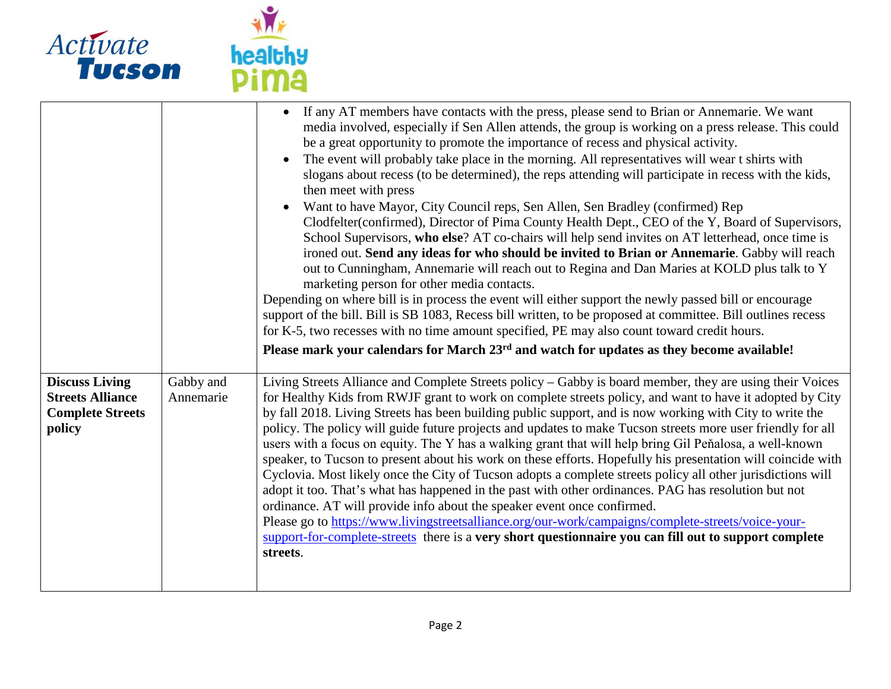| | | |
|---|---|---|
| | | • If any AT members have contacts with the press, please send to Brian or Annemarie. We want media involved, especially if Sen Allen attends, the group is working on a press release. This could be a great opportunity to promote the importance of recess and physical activity.<br>• The event will probably take place in the morning. All representatives will wear t shirts with slogans about recess (to be determined), the reps attending will participate in recess with the kids, then meet with press<br>• Want to have Mayor, City Council reps, Sen Allen, Sen Bradley (confirmed) Rep Clodfelter(confirmed), Director of Pima County Health Dept., CEO of the Y, Board of Supervisors, School Supervisors, **who else**? AT co-chairs will help send invites on AT letterhead, once time is ironed out. **Send any ideas for who should be invited to Brian or Annemarie**. Gabby will reach out to Cunningham, Annemarie will reach out to Regina and Dan Maries at KOLD plus talk to Y marketing person for other media contacts.<br>Depending on where bill is in process the event will either support the newly passed bill or encourage support of the bill. Bill is SB 1083, Recess bill written, to be proposed at committee. Bill outlines recess for K-5, two recesses with no time amount specified, PE may also count toward credit hours.<br>**Please mark your calendars for March 23rd and watch for updates as they become available!** |
| **Discuss Living Streets Alliance Complete Streets policy** | Gabby and Annemarie | Living Streets Alliance and Complete Streets policy – Gabby is board member, they are using their Voices for Healthy Kids from RWJF grant to work on complete streets policy, and want to have it adopted by City by fall 2018. Living Streets has been building public support, and is now working with City to write the policy. The policy will guide future projects and updates to make Tucson streets more user friendly for all users with a focus on equity. The Y has a walking grant that will help bring Gil Peňalosa, a well-known speaker, to Tucson to present about his work on these efforts. Hopefully his presentation will coincide with Cyclovia. Most likely once the City of Tucson adopts a complete streets policy all other jurisdictions will adopt it too. That's what has happened in the past with other ordinances. PAG has resolution but not ordinance. AT will provide info about the speaker event once confirmed.<br>Please go to https://www.livingstreetsalliance.org/our-work/campaigns/complete-streets/voice-your-support-for-complete-streets there is a **very short questionnaire you can fill out to support complete streets**. |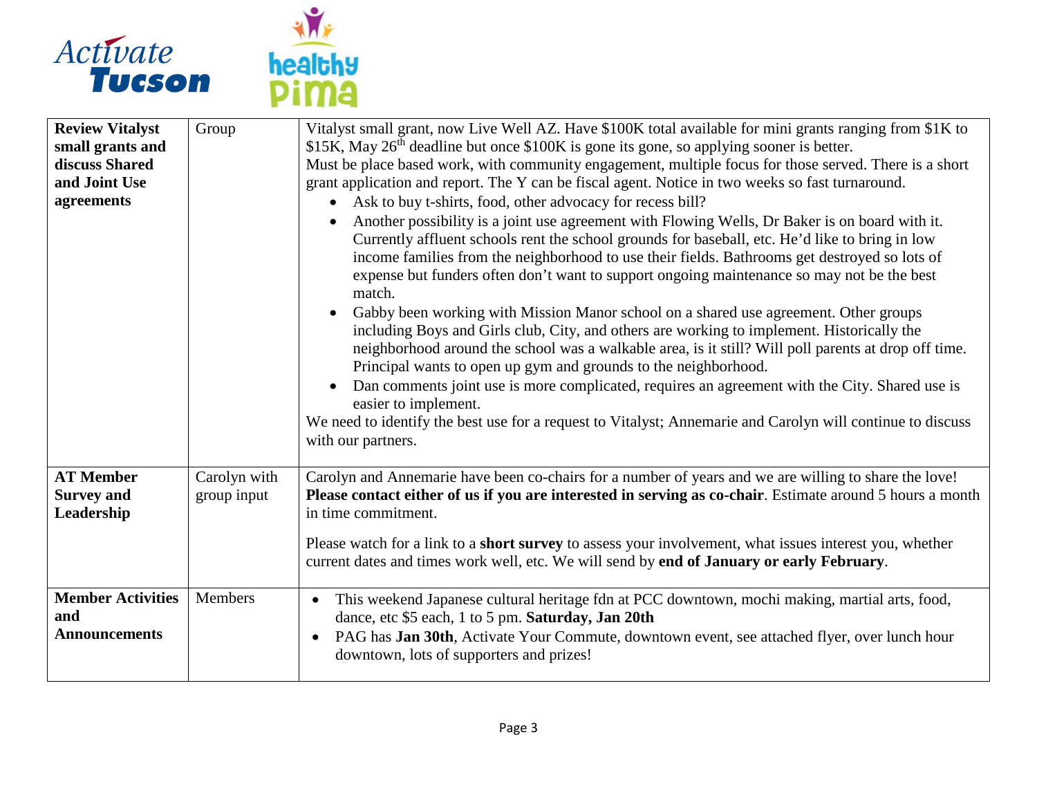| **Review Vitalyst small grants and discuss Shared and Joint Use agreements** | Group | Vitalyst small grant, now Live Well AZ. Have $100K total available for mini grants ranging from $1K to $15K, May 26th deadline but once $100K is gone its gone, so applying sooner is better.<br>Must be place based work, with community engagement, multiple focus for those served. There is a short grant application and report. The Y can be fiscal agent. Notice in two weeks so fast turnaround.<br>• Ask to buy t-shirts, food, other advocacy for recess bill?<br>• Another possibility is a joint use agreement with Flowing Wells, Dr Baker is on board with it. Currently affluent schools rent the school grounds for baseball, etc. He'd like to bring in low income families from the neighborhood to use their fields. Bathrooms get destroyed so lots of expense but funders often don't want to support ongoing maintenance so may not be the best match.<br>• Gabby been working with Mission Manor school on a shared use agreement. Other groups including Boys and Girls club, City, and others are working to implement. Historically the neighborhood around the school was a walkable area, is it still? Will poll parents at drop off time. Principal wants to open up gym and grounds to the neighborhood.<br>• Dan comments joint use is more complicated, requires an agreement with the City. Shared use is easier to implement.<br>We need to identify the best use for a request to Vitalyst; Annemarie and Carolyn will continue to discuss with our partners. |
|---|---|---|
| **AT Member Survey and Leadership** | Carolyn with group input | Carolyn and Annemarie have been co-chairs for a number of years and we are willing to share the love! **Please contact either of us if you are interested in serving as co-chair**. Estimate around 5 hours a month in time commitment.<br><br>Please watch for a link to a **short survey** to assess your involvement, what issues interest you, whether current dates and times work well, etc. We will send by **end of January or early February**. |
| **Member Activities and Announcements** | Members | • This weekend Japanese cultural heritage fdn at PCC downtown, mochi making, martial arts, food, dance, etc $5 each, 1 to 5 pm. **Saturday, Jan 20th**<br>• PAG has **Jan 30th**, Activate Your Commute, downtown event, see attached flyer, over lunch hour downtown, lots of supporters and prizes! |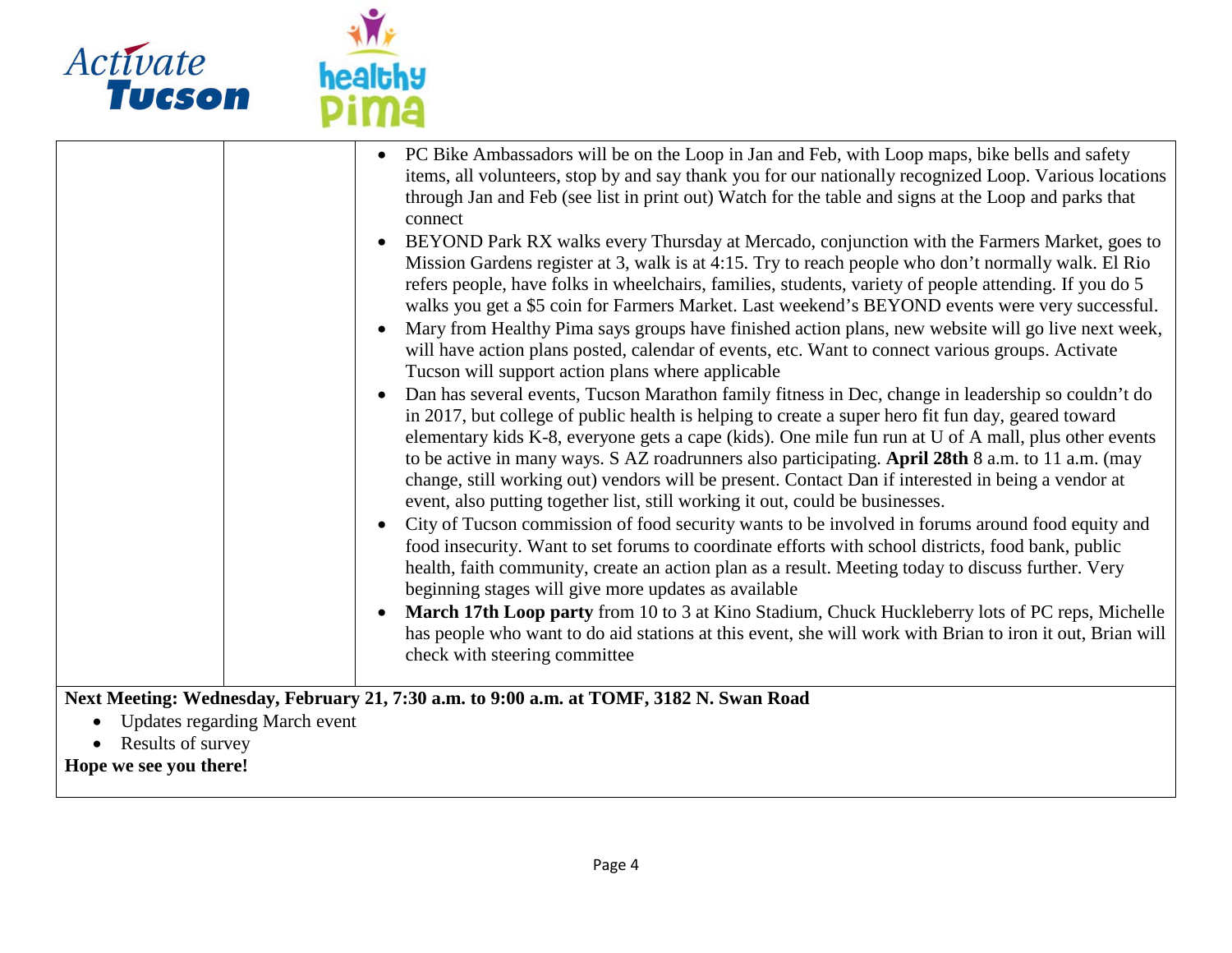| | | |
|---|---|---|
| | | • PC Bike Ambassadors will be on the Loop in Jan and Feb, with Loop maps, bike bells and safety items, all volunteers, stop by and say thank you for our nationally recognized Loop. Various locations through Jan and Feb (see list in print out) Watch for the table and signs at the Loop and parks that connect<br>• BEYOND Park RX walks every Thursday at Mercado, conjunction with the Farmers Market, goes to Mission Gardens register at 3, walk is at 4:15. Try to reach people who don't normally walk. El Rio refers people, have folks in wheelchairs, families, students, variety of people attending. If you do 5 walks you get a $5 coin for Farmers Market. Last weekend's BEYOND events were very successful.<br>• Mary from Healthy Pima says groups have finished action plans, new website will go live next week, will have action plans posted, calendar of events, etc. Want to connect various groups. Activate Tucson will support action plans where applicable<br>• Dan has several events, Tucson Marathon family fitness in Dec, change in leadership so couldn't do in 2017, but college of public health is helping to create a super hero fit fun day, geared toward elementary kids K-8, everyone gets a cape (kids). One mile fun run at U of A mall, plus other events to be active in many ways. S AZ roadrunners also participating. **April 28th** 8 a.m. to 11 a.m. (may change, still working out) vendors will be present. Contact Dan if interested in being a vendor at event, also putting together list, still working it out, could be businesses.<br>• City of Tucson commission of food security wants to be involved in forums around food equity and food insecurity. Want to set forums to coordinate efforts with school districts, food bank, public health, faith community, create an action plan as a result. Meeting today to discuss further. Very beginning stages will give more updates as available<br>• **March 17th Loop party** from 10 to 3 at Kino Stadium, Chuck Huckleberry lots of PC reps, Michelle has people who want to do aid stations at this event, she will work with Brian to iron it out, Brian will check with steering committee |

**Next Meeting: Wednesday, February 21, 7:30 a.m. to 9:00 a.m. at TOMF, 3182 N. Swan Road**

- Updates regarding March event
- Results of survey

**Hope we see you there!**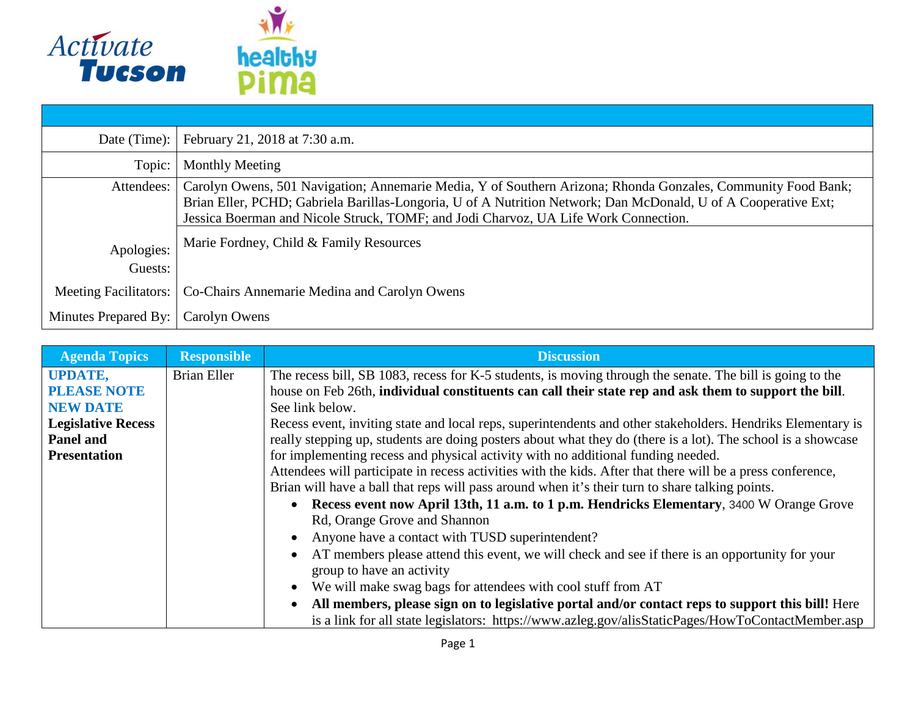Activate Tucson | healthy Pima

| | |
|---|---|
| Date (Time): | February 21, 2018 at 7:30 a.m. |
| Topic: | Monthly Meeting |
| Attendees: | Carolyn Owens, 501 Navigation; Annemarie Media, Y of Southern Arizona; Rhonda Gonzales, Community Food Bank; Brian Eller, PCHD; Gabriela Barillas-Longoria, U of A Nutrition Network; Dan McDonald, U of A Cooperative Ext; Jessica Boerman and Nicole Struck, TOMF; and Jodi Charvoz, UA Life Work Connection. |
| Apologies: | Marie Fordney, Child & Family Resources |
| Guests: | |
| Meeting Facilitators: | Co-Chairs Annemarie Medina and Carolyn Owens |
| Minutes Prepared By: | Carolyn Owens |

| Agenda Topics | Responsible | Discussion |
|---|---|---|
| **UPDATE, PLEASE NOTE NEW DATE** **Legislative Recess Panel and Presentation** | Brian Eller | The recess bill, SB 1083, recess for K-5 students, is moving through the senate. The bill is going to the house on Feb 26th, **individual constituents can call their state rep and ask them to support the bill**. See link below.<br>Recess event, inviting state and local reps, superintendents and other stakeholders. Hendriks Elementary is really stepping up, students are doing posters about what they do (there is a lot). The school is a showcase for implementing recess and physical activity with no additional funding needed.<br>Attendees will participate in recess activities with the kids. After that there will be a press conference, Brian will have a ball that reps will pass around when it's their turn to share talking points.<br>• **Recess event now April 13th, 11 a.m. to 1 p.m. Hendricks Elementary**, 3400 W Orange Grove Rd, Orange Grove and Shannon<br>• Anyone have a contact with TUSD superintendent?<br>• AT members please attend this event, we will check and see if there is an opportunity for your group to have an activity<br>• We will make swag bags for attendees with cool stuff from AT<br>• **All members, please sign on to legislative portal and/or contact reps to support this bill!** Here is a link for all state legislators: https://www.azleg.gov/alisStaticPages/HowToContactMember.asp |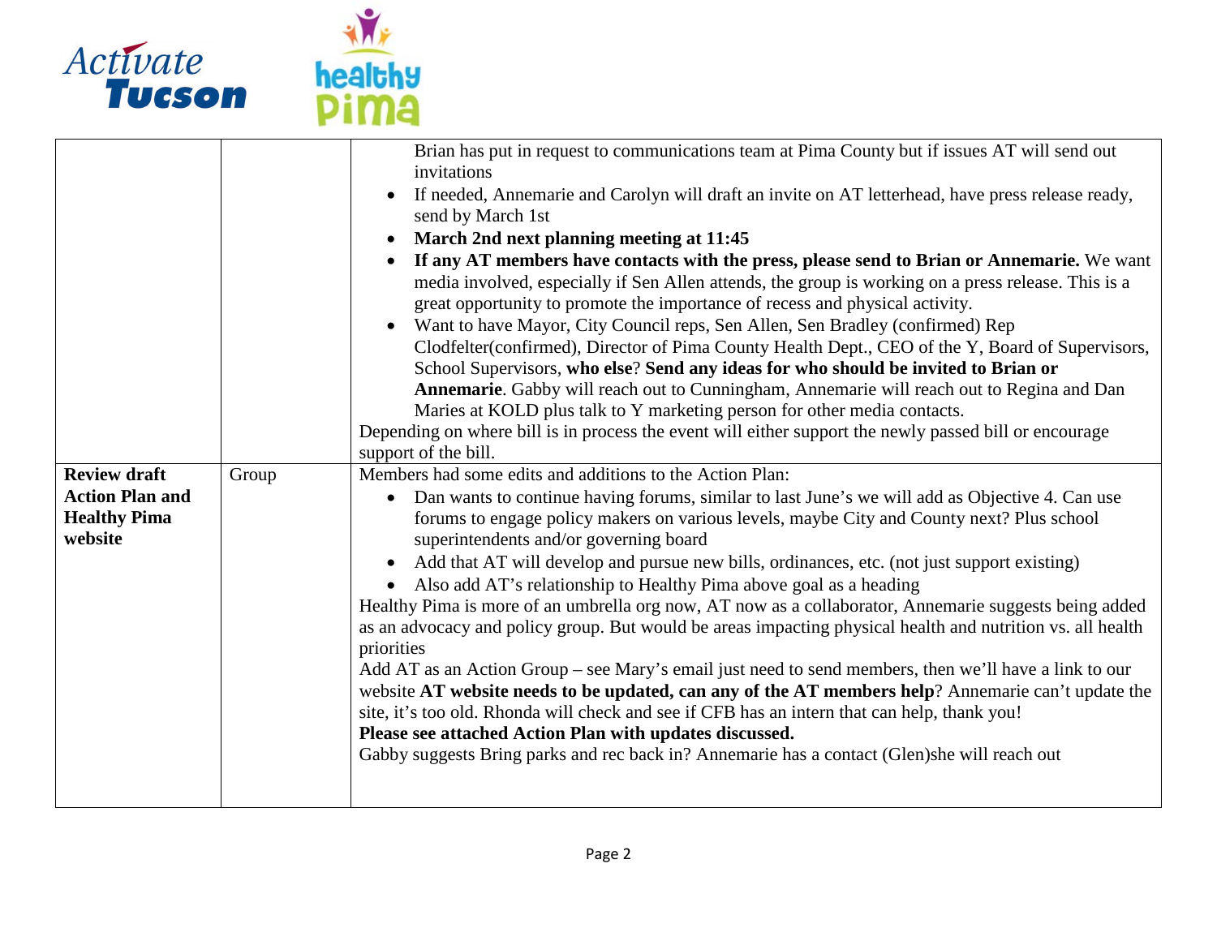| | | |
|---|---|---|
| | | Brian has put in request to communications team at Pima County but if issues AT will send out invitations<br>• If needed, Annemarie and Carolyn will draft an invite on AT letterhead, have press release ready, send by March 1st<br>• **March 2nd next planning meeting at 11:45**<br>• **If any AT members have contacts with the press, please send to Brian or Annemarie.** We want media involved, especially if Sen Allen attends, the group is working on a press release. This is a great opportunity to promote the importance of recess and physical activity.<br>• Want to have Mayor, City Council reps, Sen Allen, Sen Bradley (confirmed) Rep Clodfelter(confirmed), Director of Pima County Health Dept., CEO of the Y, Board of Supervisors, School Supervisors, **who else**? **Send any ideas for who should be invited to Brian or Annemarie**. Gabby will reach out to Cunningham, Annemarie will reach out to Regina and Dan Maries at KOLD plus talk to Y marketing person for other media contacts.<br>Depending on where bill is in process the event will either support the newly passed bill or encourage support of the bill. |
| **Review draft Action Plan and Healthy Pima website** | Group | Members had some edits and additions to the Action Plan:<br>• Dan wants to continue having forums, similar to last June's we will add as Objective 4. Can use forums to engage policy makers on various levels, maybe City and County next? Plus school superintendents and/or governing board<br>• Add that AT will develop and pursue new bills, ordinances, etc. (not just support existing)<br>• Also add AT's relationship to Healthy Pima above goal as a heading<br>Healthy Pima is more of an umbrella org now, AT now as a collaborator, Annemarie suggests being added as an advocacy and policy group. But would be areas impacting physical health and nutrition vs. all health priorities<br>Add AT as an Action Group – see Mary's email just need to send members, then we'll have a link to our website **AT website needs to be updated, can any of the AT members help**? Annemarie can't update the site, it's too old. Rhonda will check and see if CFB has an intern that can help, thank you!<br>**Please see attached Action Plan with updates discussed.**<br>Gabby suggests Bring parks and rec back in? Annemarie has a contact (Glen)she will reach out |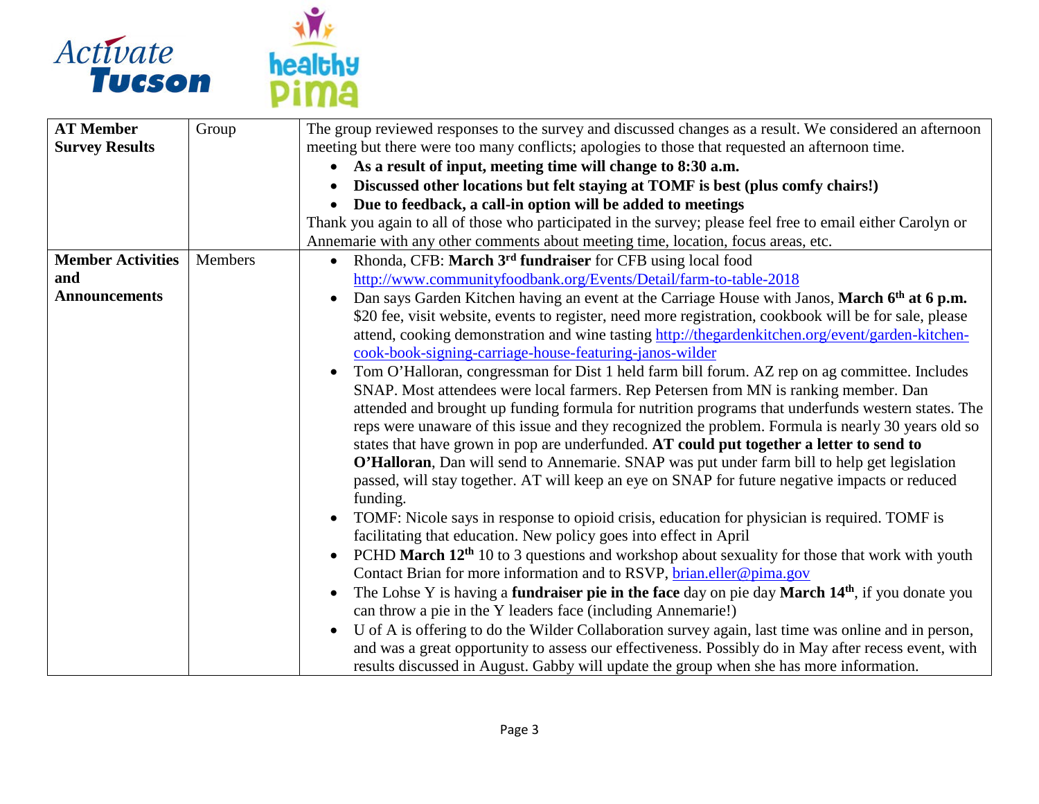| AT Member Survey Results | Group | The group reviewed responses to the survey and discussed changes as a result. We considered an afternoon meeting but there were too many conflicts; apologies to those that requested an afternoon time.<br>• **As a result of input, meeting time will change to 8:30 a.m.**<br>• **Discussed other locations but felt staying at TOMF is best (plus comfy chairs!)**<br>• **Due to feedback, a call-in option will be added to meetings**<br>Thank you again to all of those who participated in the survey; please feel free to email either Carolyn or Annemarie with any other comments about meeting time, location, focus areas, etc. |
|---|---|---|
| **Member Activities and Announcements** | Members | • Rhonda, CFB: **March 3rd fundraiser** for CFB using local food http://www.communityfoodbank.org/Events/Detail/farm-to-table-2018<br>• Dan says Garden Kitchen having an event at the Carriage House with Janos, **March 6th at 6 p.m.** $20 fee, visit website, events to register, need more registration, cookbook will be for sale, please attend, cooking demonstration and wine tasting http://thegardenkitchen.org/event/garden-kitchen-cook-book-signing-carriage-house-featuring-janos-wilder<br>• Tom O'Halloran, congressman for Dist 1 held farm bill forum. AZ rep on ag committee. Includes SNAP. Most attendees were local farmers. Rep Petersen from MN is ranking member. Dan attended and brought up funding formula for nutrition programs that underfunds western states. The reps were unaware of this issue and they recognized the problem. Formula is nearly 30 years old so states that have grown in pop are underfunded. **AT could put together a letter to send to O'Halloran**, Dan will send to Annemarie. SNAP was put under farm bill to help get legislation passed, will stay together. AT will keep an eye on SNAP for future negative impacts or reduced funding.<br>• TOMF: Nicole says in response to opioid crisis, education for physician is required. TOMF is facilitating that education. New policy goes into effect in April<br>• PCHD **March 12th** 10 to 3 questions and workshop about sexuality for those that work with youth Contact Brian for more information and to RSVP, brian.eller@pima.gov<br>• The Lohse Y is having a **fundraiser pie in the face** day on pie day **March 14th**, if you donate you can throw a pie in the Y leaders face (including Annemarie!)<br>• U of A is offering to do the Wilder Collaboration survey again, last time was online and in person, and was a great opportunity to assess our effectiveness. Possibly do in May after recess event, with results discussed in August. Gabby will update the group when she has more information. |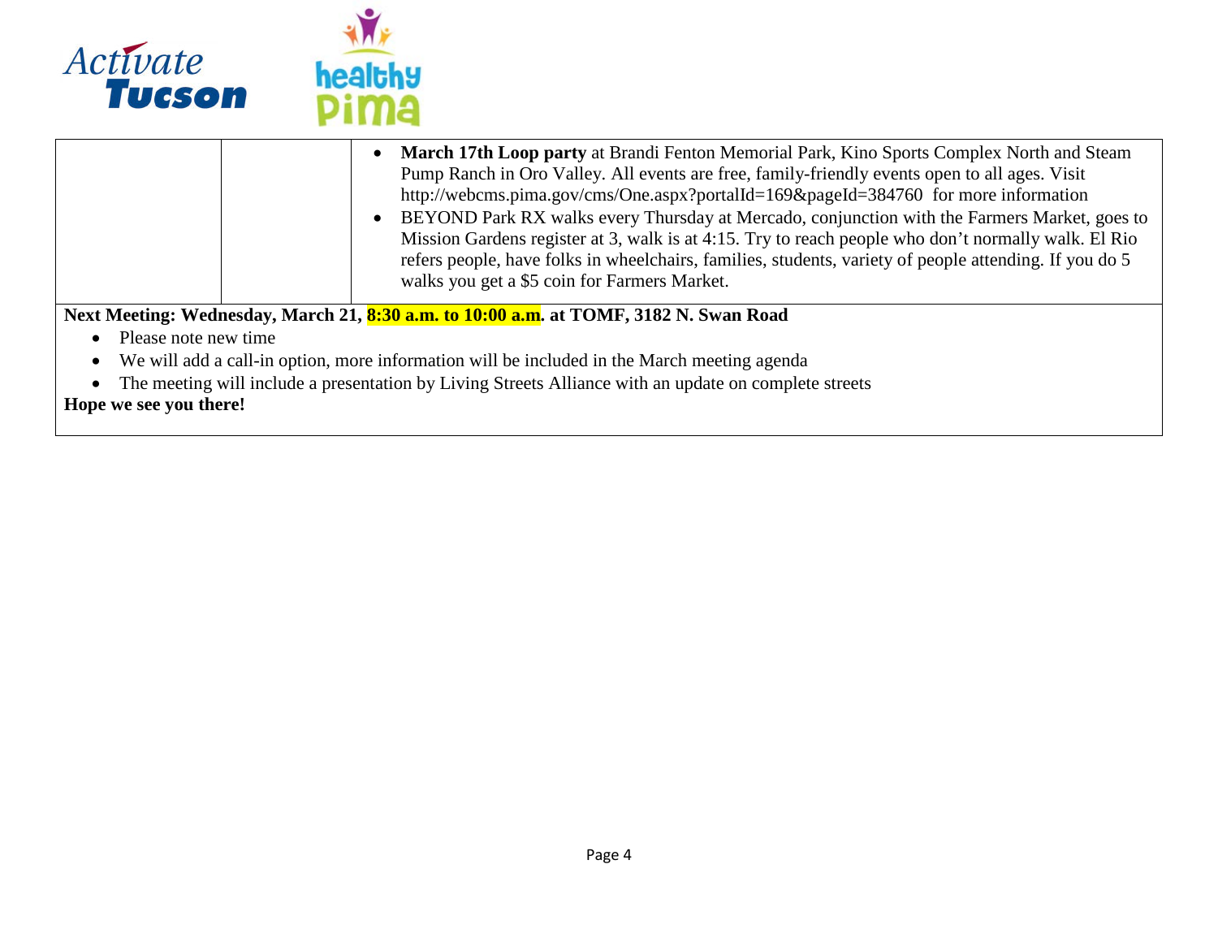|  |  |  |
|---|---|---|
|  |  | • **March 17th Loop party** at Brandi Fenton Memorial Park, Kino Sports Complex North and Steam Pump Ranch in Oro Valley. All events are free, family-friendly events open to all ages. Visit http://webcms.pima.gov/cms/One.aspx?portalId=169&pageId=384760 for more information<br>• BEYOND Park RX walks every Thursday at Mercado, conjunction with the Farmers Market, goes to Mission Gardens register at 3, walk is at 4:15. Try to reach people who don't normally walk. El Rio refers people, have folks in wheelchairs, families, students, variety of people attending. If you do 5 walks you get a $5 coin for Farmers Market. |

**Next Meeting: Wednesday, March 21, 8:30 a.m. to 10:00 a.m. at TOMF, 3182 N. Swan Road**

- Please note new time
- We will add a call-in option, more information will be included in the March meeting agenda
- The meeting will include a presentation by Living Streets Alliance with an update on complete streets

**Hope we see you there!**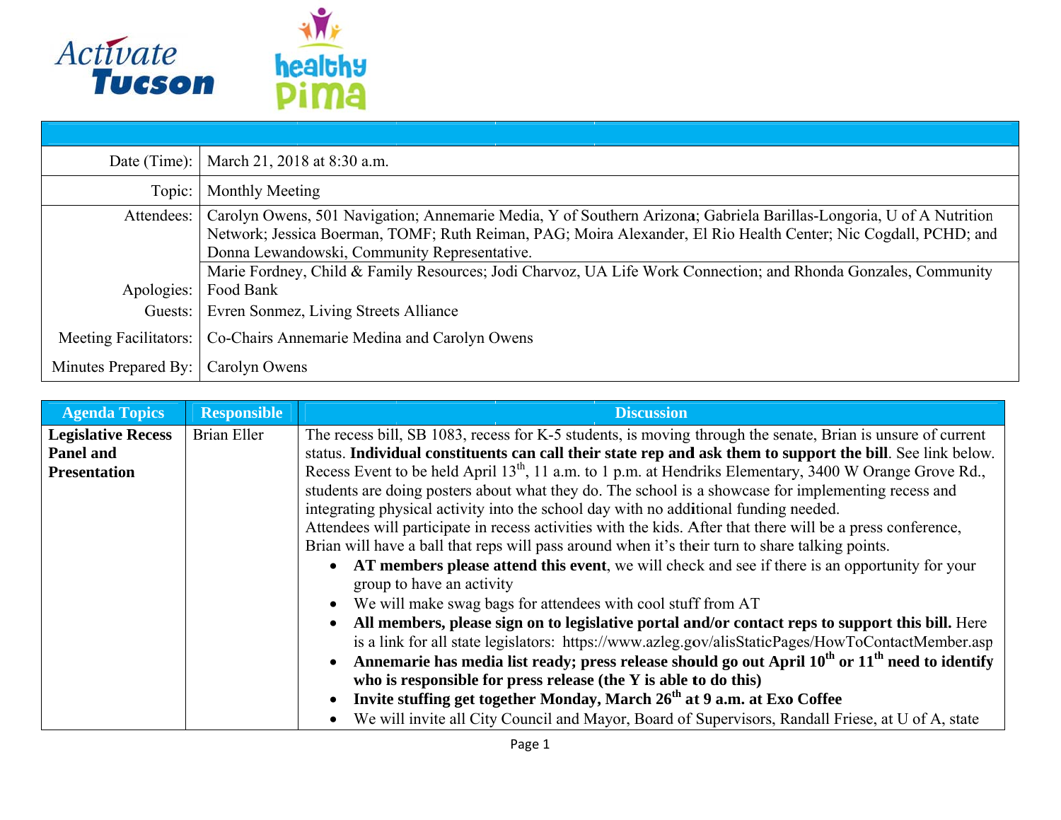Activate Tucson | healthy Pima

| | |
|---|---|
| Date (Time): | March 21, 2018 at 8:30 a.m. |
| Topic: | Monthly Meeting |
| Attendees: | Carolyn Owens, 501 Navigation; Annemarie Media, Y of Southern Arizona; Gabriela Barillas-Longoria, U of A Nutrition Network; Jessica Boerman, TOMF; Ruth Reiman, PAG; Moira Alexander, El Rio Health Center; Nic Cogdall, PCHD; and Donna Lewandowski, Community Representative. |
| Apologies: | Marie Fordney, Child & Family Resources; Jodi Charvoz, UA Life Work Connection; and Rhonda Gonzales, Community Food Bank |
| Guests: | Evren Sonmez, Living Streets Alliance |
| Meeting Facilitators: | Co-Chairs Annemarie Medina and Carolyn Owens |
| Minutes Prepared By: | Carolyn Owens |

| Agenda Topics | Responsible | Discussion |
|---|---|---|
| **Legislative Recess Panel and Presentation** | Brian Eller | The recess bill, SB 1083, recess for K-5 students, is moving through the senate, Brian is unsure of current status. **Individual constituents can call their state rep and ask them to support the bill**. See link below. Recess Event to be held April 13th, 11 a.m. to 1 p.m. at Hendriks Elementary, 3400 W Orange Grove Rd., students are doing posters about what they do. The school is a showcase for implementing recess and integrating physical activity into the school day with no additional funding needed.<br>Attendees will participate in recess activities with the kids. After that there will be a press conference, Brian will have a ball that reps will pass around when it's their turn to share talking points.<br>• **AT members please attend this event**, we will check and see if there is an opportunity for your group to have an activity<br>• We will make swag bags for attendees with cool stuff from AT<br>• **All members, please sign on to legislative portal and/or contact reps to support this bill.** Here is a link for all state legislators: https://www.azleg.gov/alisStaticPages/HowToContactMember.asp<br>• **Annemarie has media list ready; press release should go out April 10th or 11th need to identify who is responsible for press release (the Y is able to do this)**<br>• **Invite stuffing get together Monday, March 26th at 9 a.m. at Exo Coffee**<br>• We will invite all City Council and Mayor, Board of Supervisors, Randall Friese, at U of A, state |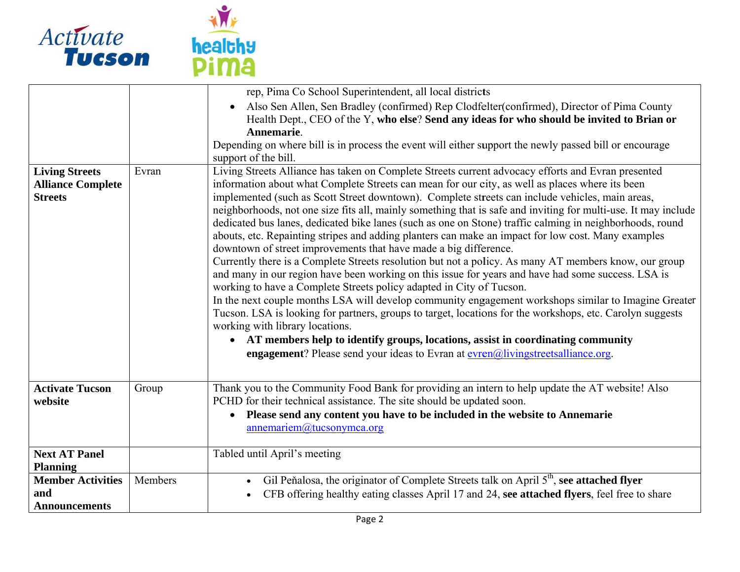| | | |
|---|---|---|
| | | rep, Pima Co School Superintendent, all local districts<br>• Also Sen Allen, Sen Bradley (confirmed) Rep Clodfelter(confirmed), Director of Pima County Health Dept., CEO of the Y, **who else**? **Send any ideas for who should be invited to Brian or Annemarie**.<br>Depending on where bill is in process the event will either support the newly passed bill or encourage support of the bill. |
| **Living Streets Alliance Complete Streets** | Evran | Living Streets Alliance has taken on Complete Streets current advocacy efforts and Evran presented information about what Complete Streets can mean for our city, as well as places where its been implemented (such as Scott Street downtown). Complete streets can include vehicles, main areas, neighborhoods, not one size fits all, mainly something that is safe and inviting for multi-use. It may include dedicated bus lanes, dedicated bike lanes (such as one on Stone) traffic calming in neighborhoods, round abouts, etc. Repainting stripes and adding planters can make an impact for low cost. Many examples downtown of street improvements that have made a big difference.<br>Currently there is a Complete Streets resolution but not a policy. As many AT members know, our group and many in our region have been working on this issue for years and have had some success. LSA is working to have a Complete Streets policy adapted in City of Tucson.<br>In the next couple months LSA will develop community engagement workshops similar to Imagine Greater Tucson. LSA is looking for partners, groups to target, locations for the workshops, etc. Carolyn suggests working with library locations.<br>• **AT members help to identify groups, locations, assist in coordinating community engagement**? Please send your ideas to Evran at evren@livingstreetsalliance.org. |
| **Activate Tucson website** | Group | Thank you to the Community Food Bank for providing an intern to help update the AT website! Also PCHD for their technical assistance. The site should be updated soon.<br>• **Please send any content you have to be included in the website to Annemarie** annemariem@tucsonymca.org |
| **Next AT Panel Planning** | | Tabled until April's meeting |
| **Member Activities and Announcements** | Members | • Gil Peňalosa, the originator of Complete Streets talk on April 5th, **see attached flyer**<br>• CFB offering healthy eating classes April 17 and 24, **see attached flyers**, feel free to share |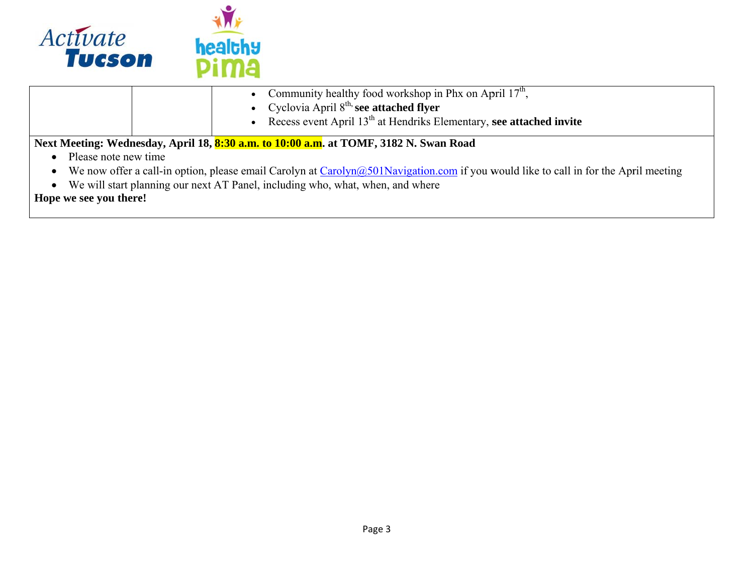| | | |
|---|---|---|
| | | • Community healthy food workshop in Phx on April 17th,<br>• Cyclovia April 8th, **see attached flyer**<br>• Recess event April 13th at Hendriks Elementary, **see attached invite** |

**Next Meeting: Wednesday, April 18, 8:30 a.m. to 10:00 a.m. at TOMF, 3182 N. Swan Road**

- Please note new time
- We now offer a call-in option, please email Carolyn at Carolyn@501Navigation.com if you would like to call in for the April meeting
- We will start planning our next AT Panel, including who, what, when, and where

**Hope we see you there!**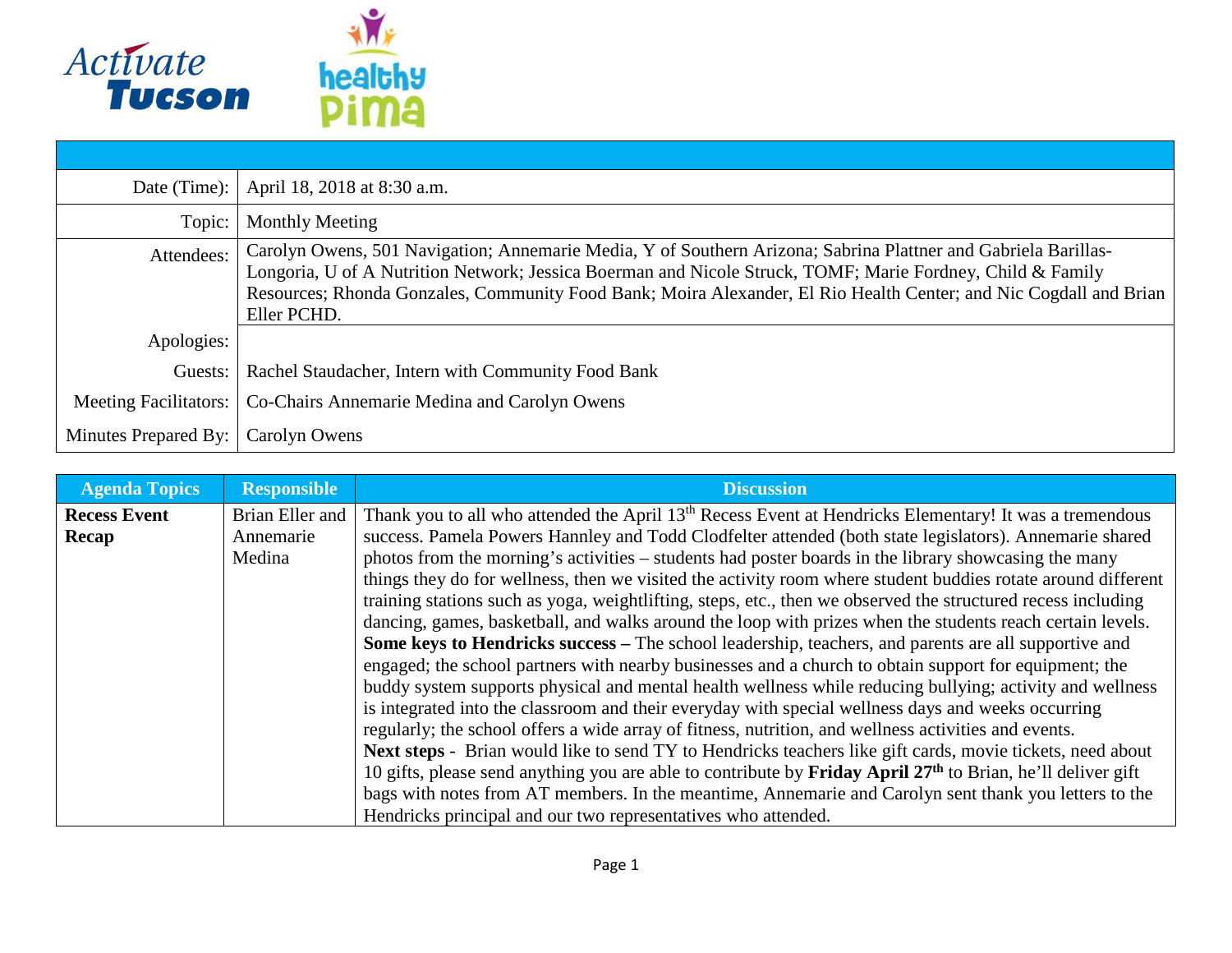| | |
|---|---|
| Date (Time): | April 18, 2018 at 8:30 a.m. |
| Topic: | Monthly Meeting |
| Attendees: | Carolyn Owens, 501 Navigation; Annemarie Media, Y of Southern Arizona; Sabrina Plattner and Gabriela Barillas-Longoria, U of A Nutrition Network; Jessica Boerman and Nicole Struck, TOMF; Marie Fordney, Child & Family Resources; Rhonda Gonzales, Community Food Bank; Moira Alexander, El Rio Health Center; and Nic Cogdall and Brian Eller PCHD. |
| Apologies: | |
| Guests: | Rachel Staudacher, Intern with Community Food Bank |
| Meeting Facilitators: | Co-Chairs Annemarie Medina and Carolyn Owens |
| Minutes Prepared By: | Carolyn Owens |

| Agenda Topics | Responsible | Discussion |
|---|---|---|
| **Recess Event Recap** | Brian Eller and Annemarie Medina | Thank you to all who attended the April 13th Recess Event at Hendricks Elementary! It was a tremendous success. Pamela Powers Hannley and Todd Clodfelter attended (both state legislators). Annemarie shared photos from the morning's activities – students had poster boards in the library showcasing the many things they do for wellness, then we visited the activity room where student buddies rotate around different training stations such as yoga, weightlifting, steps, etc., then we observed the structured recess including dancing, games, basketball, and walks around the loop with prizes when the students reach certain levels. **Some keys to Hendricks success –** The school leadership, teachers, and parents are all supportive and engaged; the school partners with nearby businesses and a church to obtain support for equipment; the buddy system supports physical and mental health wellness while reducing bullying; activity and wellness is integrated into the classroom and their everyday with special wellness days and weeks occurring regularly; the school offers a wide array of fitness, nutrition, and wellness activities and events. **Next steps** - Brian would like to send TY to Hendricks teachers like gift cards, movie tickets, need about 10 gifts, please send anything you are able to contribute by **Friday April 27th** to Brian, he'll deliver gift bags with notes from AT members. In the meantime, Annemarie and Carolyn sent thank you letters to the Hendricks principal and our two representatives who attended. |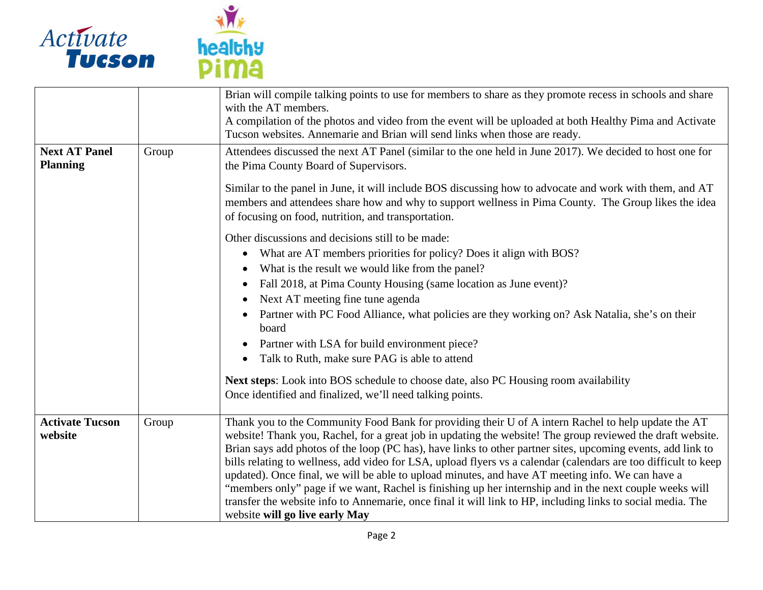| | | |
|---|---|---|
| | | Brian will compile talking points to use for members to share as they promote recess in schools and share with the AT members.<br>A compilation of the photos and video from the event will be uploaded at both Healthy Pima and Activate Tucson websites. Annemarie and Brian will send links when those are ready. |
| **Next AT Panel Planning** | Group | Attendees discussed the next AT Panel (similar to the one held in June 2017). We decided to host one for the Pima County Board of Supervisors.<br><br>Similar to the panel in June, it will include BOS discussing how to advocate and work with them, and AT members and attendees share how and why to support wellness in Pima County. The Group likes the idea of focusing on food, nutrition, and transportation.<br><br>Other discussions and decisions still to be made:<br>• What are AT members priorities for policy? Does it align with BOS?<br>• What is the result we would like from the panel?<br>• Fall 2018, at Pima County Housing (same location as June event)?<br>• Next AT meeting fine tune agenda<br>• Partner with PC Food Alliance, what policies are they working on? Ask Natalia, she's on their board<br>• Partner with LSA for build environment piece?<br>• Talk to Ruth, make sure PAG is able to attend<br><br>**Next steps**: Look into BOS schedule to choose date, also PC Housing room availability<br>Once identified and finalized, we'll need talking points. |
| **Activate Tucson website** | Group | Thank you to the Community Food Bank for providing their U of A intern Rachel to help update the AT website! Thank you, Rachel, for a great job in updating the website! The group reviewed the draft website. Brian says add photos of the loop (PC has), have links to other partner sites, upcoming events, add link to bills relating to wellness, add video for LSA, upload flyers vs a calendar (calendars are too difficult to keep updated). Once final, we will be able to upload minutes, and have AT meeting info. We can have a "members only" page if we want, Rachel is finishing up her internship and in the next couple weeks will transfer the website info to Annemarie, once final it will link to HP, including links to social media. The website **will go live early May** |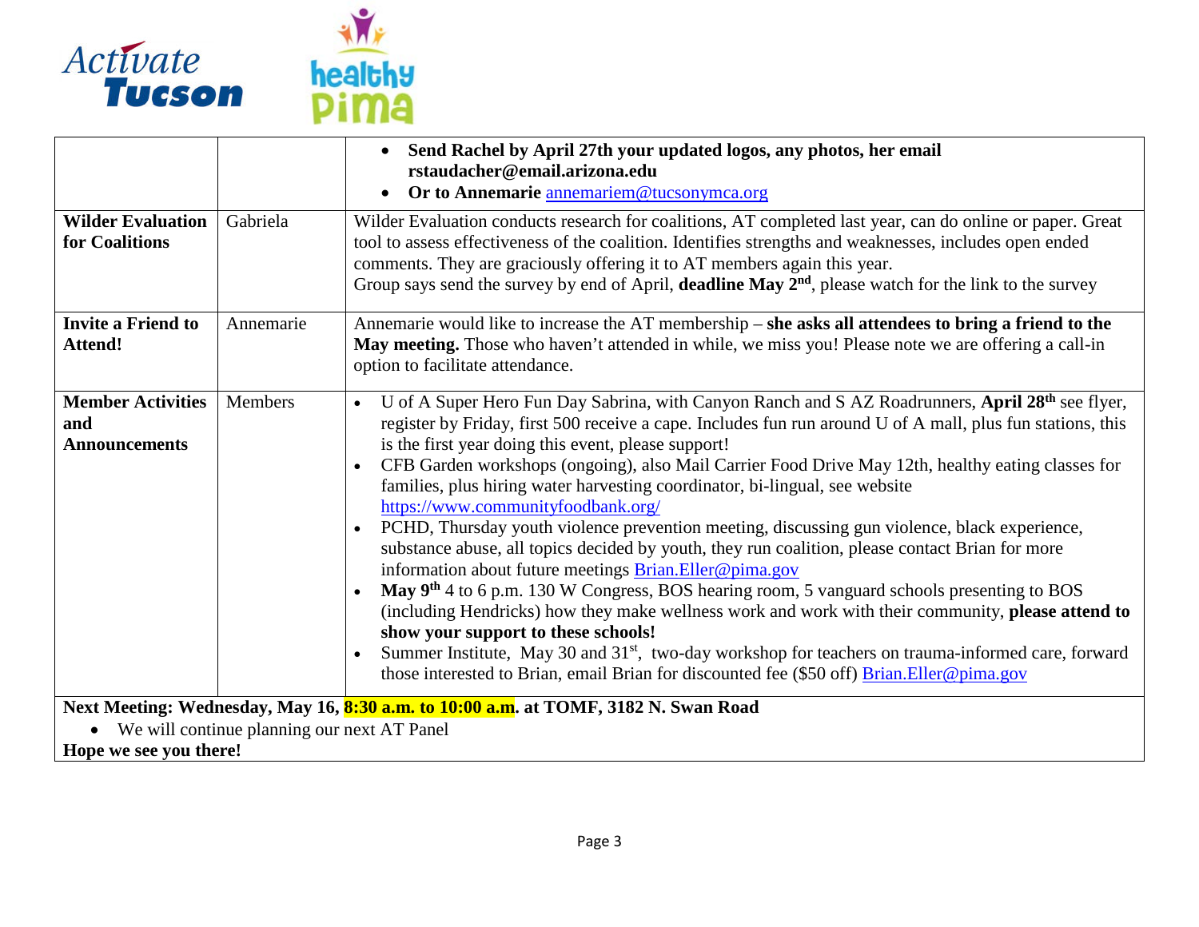| | | |
|---|---|---|
| | | • **Send Rachel by April 27th your updated logos, any photos, her email rstaudacher@email.arizona.edu**<br>• **Or to Annemarie** annemariem@tucsonymca.org |
| **Wilder Evaluation for Coalitions** | Gabriela | Wilder Evaluation conducts research for coalitions, AT completed last year, can do online or paper. Great tool to assess effectiveness of the coalition. Identifies strengths and weaknesses, includes open ended comments. They are graciously offering it to AT members again this year.<br>Group says send the survey by end of April, **deadline May 2nd**, please watch for the link to the survey |
| **Invite a Friend to Attend!** | Annemarie | Annemarie would like to increase the AT membership – **she asks all attendees to bring a friend to the May meeting.** Those who haven't attended in while, we miss you! Please note we are offering a call-in option to facilitate attendance. |
| **Member Activities and Announcements** | Members | • U of A Super Hero Fun Day Sabrina, with Canyon Ranch and S AZ Roadrunners, **April 28th** see flyer, register by Friday, first 500 receive a cape. Includes fun run around U of A mall, plus fun stations, this is the first year doing this event, please support!<br>• CFB Garden workshops (ongoing), also Mail Carrier Food Drive May 12th, healthy eating classes for families, plus hiring water harvesting coordinator, bi-lingual, see website https://www.communityfoodbank.org/<br>• PCHD, Thursday youth violence prevention meeting, discussing gun violence, black experience, substance abuse, all topics decided by youth, they run coalition, please contact Brian for more information about future meetings Brian.Eller@pima.gov<br>• **May 9th** 4 to 6 p.m. 130 W Congress, BOS hearing room, 5 vanguard schools presenting to BOS (including Hendricks) how they make wellness work and work with their community, **please attend to show your support to these schools!**<br>• Summer Institute, May 30 and 31st, two-day workshop for teachers on trauma-informed care, forward those interested to Brian, email Brian for discounted fee ($50 off) Brian.Eller@pima.gov |

**Next Meeting: Wednesday, May 16, 8:30 a.m. to 10:00 a.m. at TOMF, 3182 N. Swan Road**

- We will continue planning our next AT Panel

**Hope we see you there!**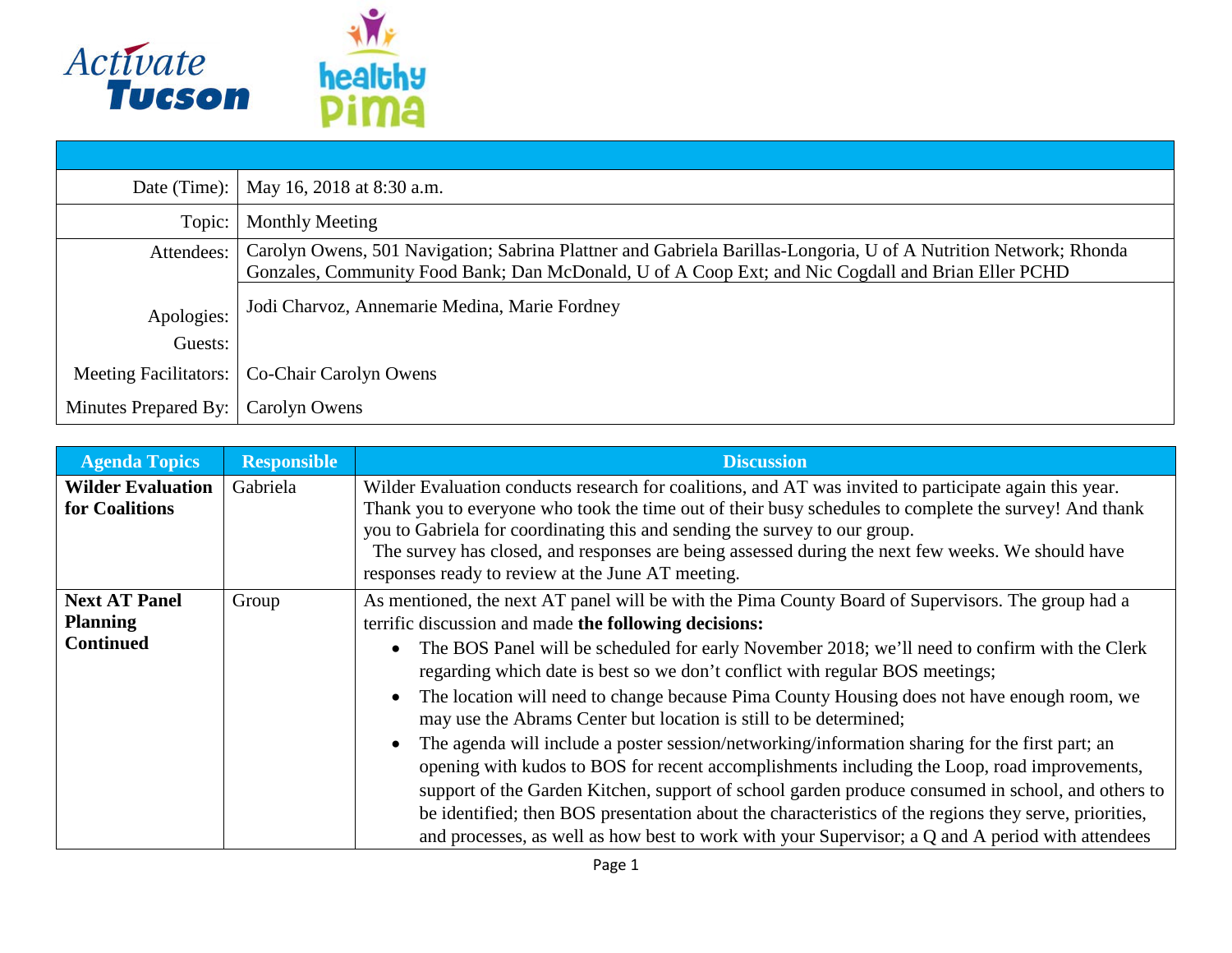| | |
|---|---|
| Date (Time): | May 16, 2018 at 8:30 a.m. |
| Topic: | Monthly Meeting |
| Attendees: | Carolyn Owens, 501 Navigation; Sabrina Plattner and Gabriela Barillas-Longoria, U of A Nutrition Network; Rhonda Gonzales, Community Food Bank; Dan McDonald, U of A Coop Ext; and Nic Cogdall and Brian Eller PCHD |
| Apologies: | Jodi Charvoz, Annemarie Medina, Marie Fordney |
| Guests: | |
| Meeting Facilitators: | Co-Chair Carolyn Owens |
| Minutes Prepared By: | Carolyn Owens |

| Agenda Topics | Responsible | Discussion |
|---|---|---|
| **Wilder Evaluation for Coalitions** | Gabriela | Wilder Evaluation conducts research for coalitions, and AT was invited to participate again this year. Thank you to everyone who took the time out of their busy schedules to complete the survey! And thank you to Gabriela for coordinating this and sending the survey to our group. The survey has closed, and responses are being assessed during the next few weeks. We should have responses ready to review at the June AT meeting. |
| **Next AT Panel Planning Continued** | Group | As mentioned, the next AT panel will be with the Pima County Board of Supervisors. The group had a terrific discussion and made **the following decisions:**<br>• The BOS Panel will be scheduled for early November 2018; we'll need to confirm with the Clerk regarding which date is best so we don't conflict with regular BOS meetings;<br>• The location will need to change because Pima County Housing does not have enough room, we may use the Abrams Center but location is still to be determined;<br>• The agenda will include a poster session/networking/information sharing for the first part; an opening with kudos to BOS for recent accomplishments including the Loop, road improvements, support of the Garden Kitchen, support of school garden produce consumed in school, and others to be identified; then BOS presentation about the characteristics of the regions they serve, priorities, and processes, as well as how best to work with your Supervisor; a Q and A period with attendees |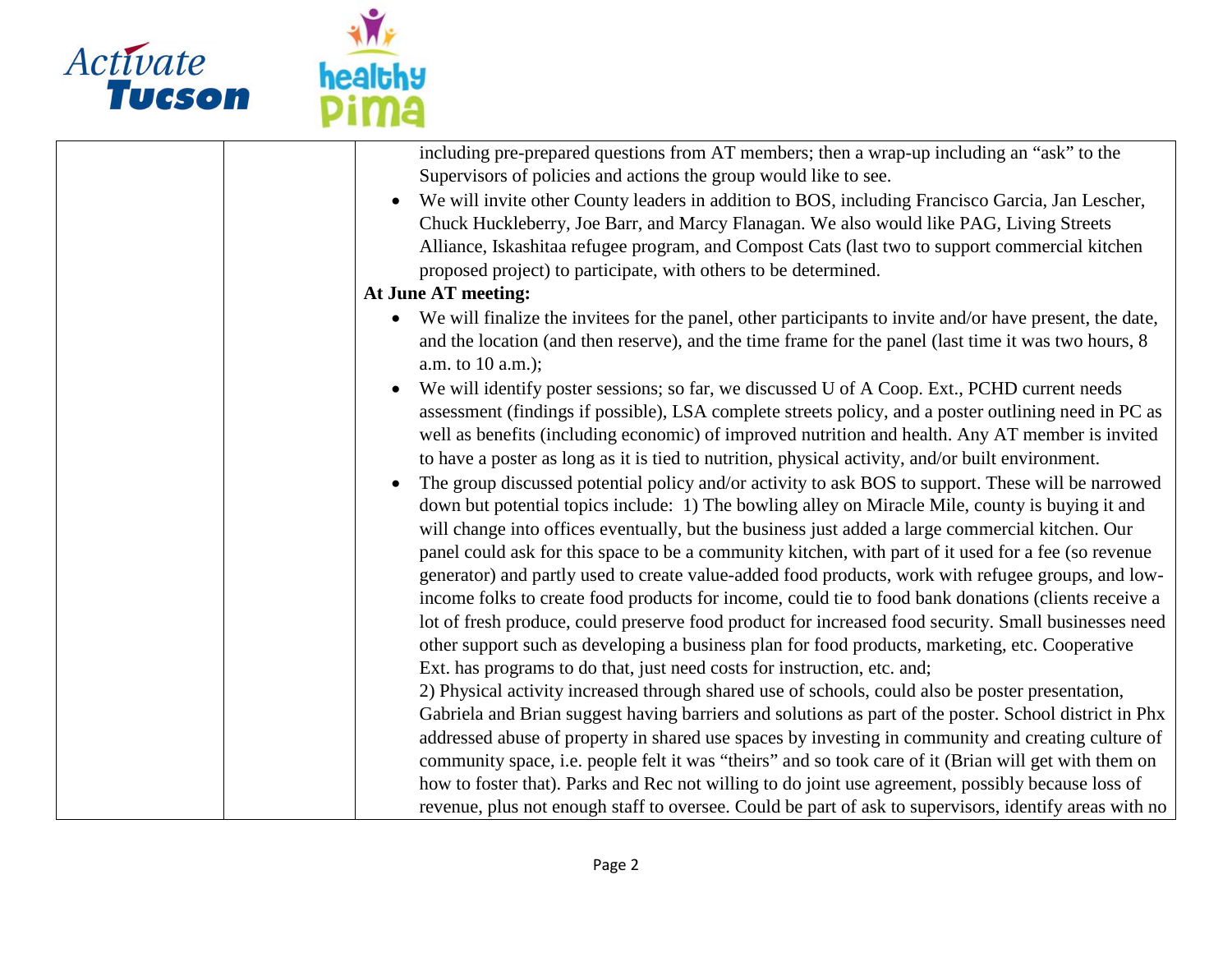| | | including pre-prepared questions from AT members; then a wrap-up including an "ask" to the Supervisors of policies and actions the group would like to see.<br>• We will invite other County leaders in addition to BOS, including Francisco Garcia, Jan Lescher, Chuck Huckleberry, Joe Barr, and Marcy Flanagan. We also would like PAG, Living Streets Alliance, Iskashitaa refugee program, and Compost Cats (last two to support commercial kitchen proposed project) to participate, with others to be determined.<br>**At June AT meeting:**<br>• We will finalize the invitees for the panel, other participants to invite and/or have present, the date, and the location (and then reserve), and the time frame for the panel (last time it was two hours, 8 a.m. to 10 a.m.);<br>• We will identify poster sessions; so far, we discussed U of A Coop. Ext., PCHD current needs assessment (findings if possible), LSA complete streets policy, and a poster outlining need in PC as well as benefits (including economic) of improved nutrition and health. Any AT member is invited to have a poster as long as it is tied to nutrition, physical activity, and/or built environment.<br>• The group discussed potential policy and/or activity to ask BOS to support. These will be narrowed down but potential topics include: 1) The bowling alley on Miracle Mile, county is buying it and will change into offices eventually, but the business just added a large commercial kitchen. Our panel could ask for this space to be a community kitchen, with part of it used for a fee (so revenue generator) and partly used to create value-added food products, work with refugee groups, and low-income folks to create food products for income, could tie to food bank donations (clients receive a lot of fresh produce, could preserve food product for increased food security. Small businesses need other support such as developing a business plan for food products, marketing, etc. Cooperative Ext. has programs to do that, just need costs for instruction, etc. and;<br>2) Physical activity increased through shared use of schools, could also be poster presentation, Gabriela and Brian suggest having barriers and solutions as part of the poster. School district in Phx addressed abuse of property in shared use spaces by investing in community and creating culture of community space, i.e. people felt it was "theirs" and so took care of it (Brian will get with them on how to foster that). Parks and Rec not willing to do joint use agreement, possibly because loss of revenue, plus not enough staff to oversee. Could be part of ask to supervisors, identify areas with no |
|---|---|---|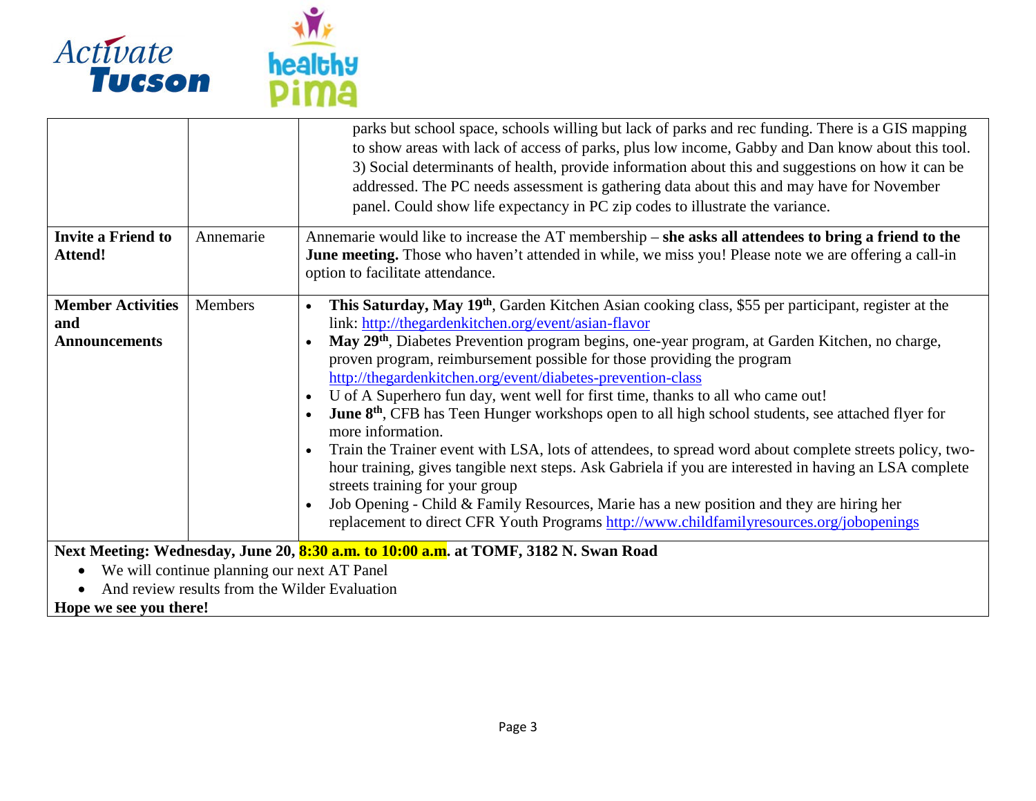| | | |
|---|---|---|
| | | parks but school space, schools willing but lack of parks and rec funding. There is a GIS mapping to show areas with lack of access of parks, plus low income, Gabby and Dan know about this tool. 3) Social determinants of health, provide information about this and suggestions on how it can be addressed. The PC needs assessment is gathering data about this and may have for November panel. Could show life expectancy in PC zip codes to illustrate the variance. |
| **Invite a Friend to Attend!** | Annemarie | Annemarie would like to increase the AT membership – **she asks all attendees to bring a friend to the June meeting.** Those who haven't attended in while, we miss you! Please note we are offering a call-in option to facilitate attendance. |
| **Member Activities and Announcements** | Members | • **This Saturday, May 19th**, Garden Kitchen Asian cooking class, $55 per participant, register at the link: http://thegardenkitchen.org/event/asian-flavor<br>• **May 29th**, Diabetes Prevention program begins, one-year program, at Garden Kitchen, no charge, proven program, reimbursement possible for those providing the program http://thegardenkitchen.org/event/diabetes-prevention-class<br>• U of A Superhero fun day, went well for first time, thanks to all who came out!<br>• **June 8th**, CFB has Teen Hunger workshops open to all high school students, see attached flyer for more information.<br>• Train the Trainer event with LSA, lots of attendees, to spread word about complete streets policy, two-hour training, gives tangible next steps. Ask Gabriela if you are interested in having an LSA complete streets training for your group<br>• Job Opening - Child & Family Resources, Marie has a new position and they are hiring her replacement to direct CFR Youth Programs http://www.childfamilyresources.org/jobopenings |

**Next Meeting: Wednesday, June 20, 8:30 a.m. to 10:00 a.m. at TOMF, 3182 N. Swan Road**

- We will continue planning our next AT Panel
- And review results from the Wilder Evaluation

**Hope we see you there!**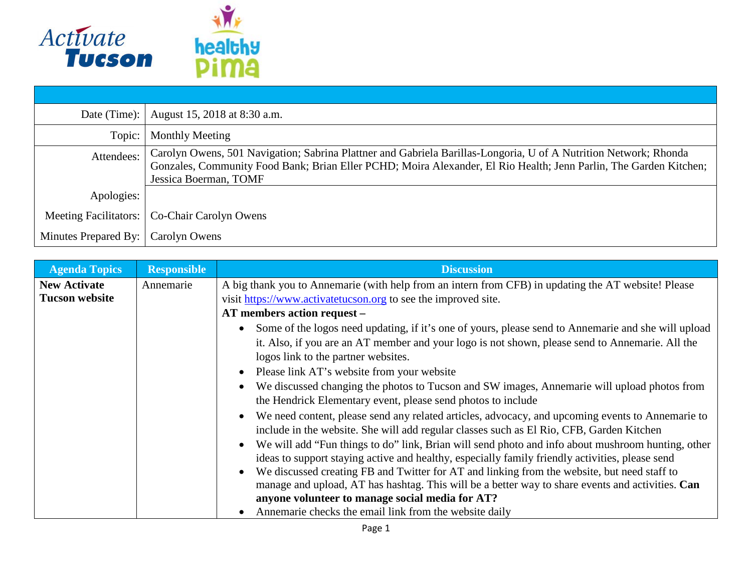| | |
|---|---|
| Date (Time): | August 15, 2018 at 8:30 a.m. |
| Topic: | Monthly Meeting |
| Attendees: | Carolyn Owens, 501 Navigation; Sabrina Plattner and Gabriela Barillas-Longoria, U of A Nutrition Network; Rhonda Gonzales, Community Food Bank; Brian Eller PCHD; Moira Alexander, El Rio Health; Jenn Parlin, The Garden Kitchen; Jessica Boerman, TOMF |
| Apologies: | |
| Meeting Facilitators: | Co-Chair Carolyn Owens |
| Minutes Prepared By: | Carolyn Owens |

| Agenda Topics | Responsible | Discussion |
|---|---|---|
| **New Activate Tucson website** | Annemarie | A big thank you to Annemarie (with help from an intern from CFB) in updating the AT website! Please visit https://www.activatetucson.org to see the improved site.<br>**AT members action request –**<br>• Some of the logos need updating, if it's one of yours, please send to Annemarie and she will upload it. Also, if you are an AT member and your logo is not shown, please send to Annemarie. All the logos link to the partner websites.<br>• Please link AT's website from your website<br>• We discussed changing the photos to Tucson and SW images, Annemarie will upload photos from the Hendrick Elementary event, please send photos to include<br>• We need content, please send any related articles, advocacy, and upcoming events to Annemarie to include in the website. She will add regular classes such as El Rio, CFB, Garden Kitchen<br>• We will add "Fun things to do" link, Brian will send photo and info about mushroom hunting, other ideas to support staying active and healthy, especially family friendly activities, please send<br>• We discussed creating FB and Twitter for AT and linking from the website, but need staff to manage and upload, AT has hashtag. This will be a better way to share events and activities. **Can anyone volunteer to manage social media for AT?**<br>• Annemarie checks the email link from the website daily |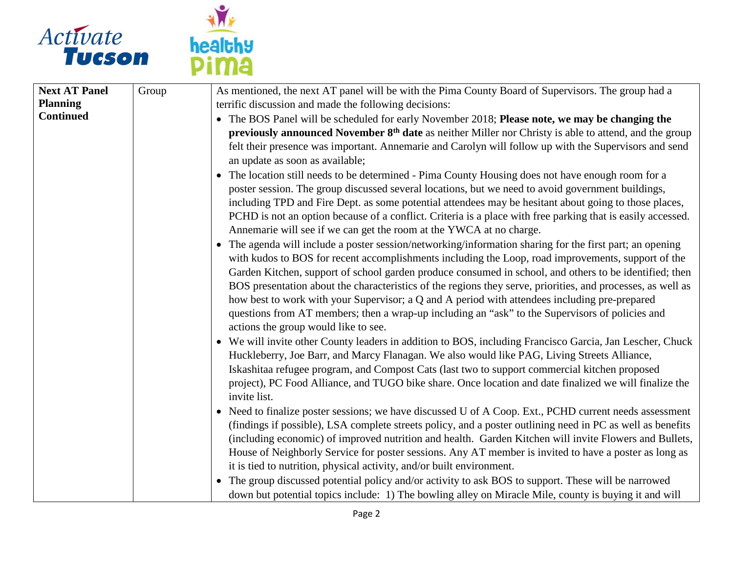| Next AT Panel Planning Continued | Group | As mentioned, the next AT panel will be with the Pima County Board of Supervisors. The group had a terrific discussion and made the following decisions:<br>• The BOS Panel will be scheduled for early November 2018; **Please note, we may be changing the previously announced November 8th date** as neither Miller nor Christy is able to attend, and the group felt their presence was important. Annemarie and Carolyn will follow up with the Supervisors and send an update as soon as available;<br>• The location still needs to be determined - Pima County Housing does not have enough room for a poster session. The group discussed several locations, but we need to avoid government buildings, including TPD and Fire Dept. as some potential attendees may be hesitant about going to those places, PCHD is not an option because of a conflict. Criteria is a place with free parking that is easily accessed. Annemarie will see if we can get the room at the YWCA at no charge.<br>• The agenda will include a poster session/networking/information sharing for the first part; an opening with kudos to BOS for recent accomplishments including the Loop, road improvements, support of the Garden Kitchen, support of school garden produce consumed in school, and others to be identified; then BOS presentation about the characteristics of the regions they serve, priorities, and processes, as well as how best to work with your Supervisor; a Q and A period with attendees including pre-prepared questions from AT members; then a wrap-up including an "ask" to the Supervisors of policies and actions the group would like to see.<br>• We will invite other County leaders in addition to BOS, including Francisco Garcia, Jan Lescher, Chuck Huckleberry, Joe Barr, and Marcy Flanagan. We also would like PAG, Living Streets Alliance, Iskashitaa refugee program, and Compost Cats (last two to support commercial kitchen proposed project), PC Food Alliance, and TUGO bike share. Once location and date finalized we will finalize the invite list.<br>• Need to finalize poster sessions; we have discussed U of A Coop. Ext., PCHD current needs assessment (findings if possible), LSA complete streets policy, and a poster outlining need in PC as well as benefits (including economic) of improved nutrition and health. Garden Kitchen will invite Flowers and Bullets, House of Neighborly Service for poster sessions. Any AT member is invited to have a poster as long as it is tied to nutrition, physical activity, and/or built environment.<br>• The group discussed potential policy and/or activity to ask BOS to support. These will be narrowed down but potential topics include: 1) The bowling alley on Miracle Mile, county is buying it and will |
|---|---|---|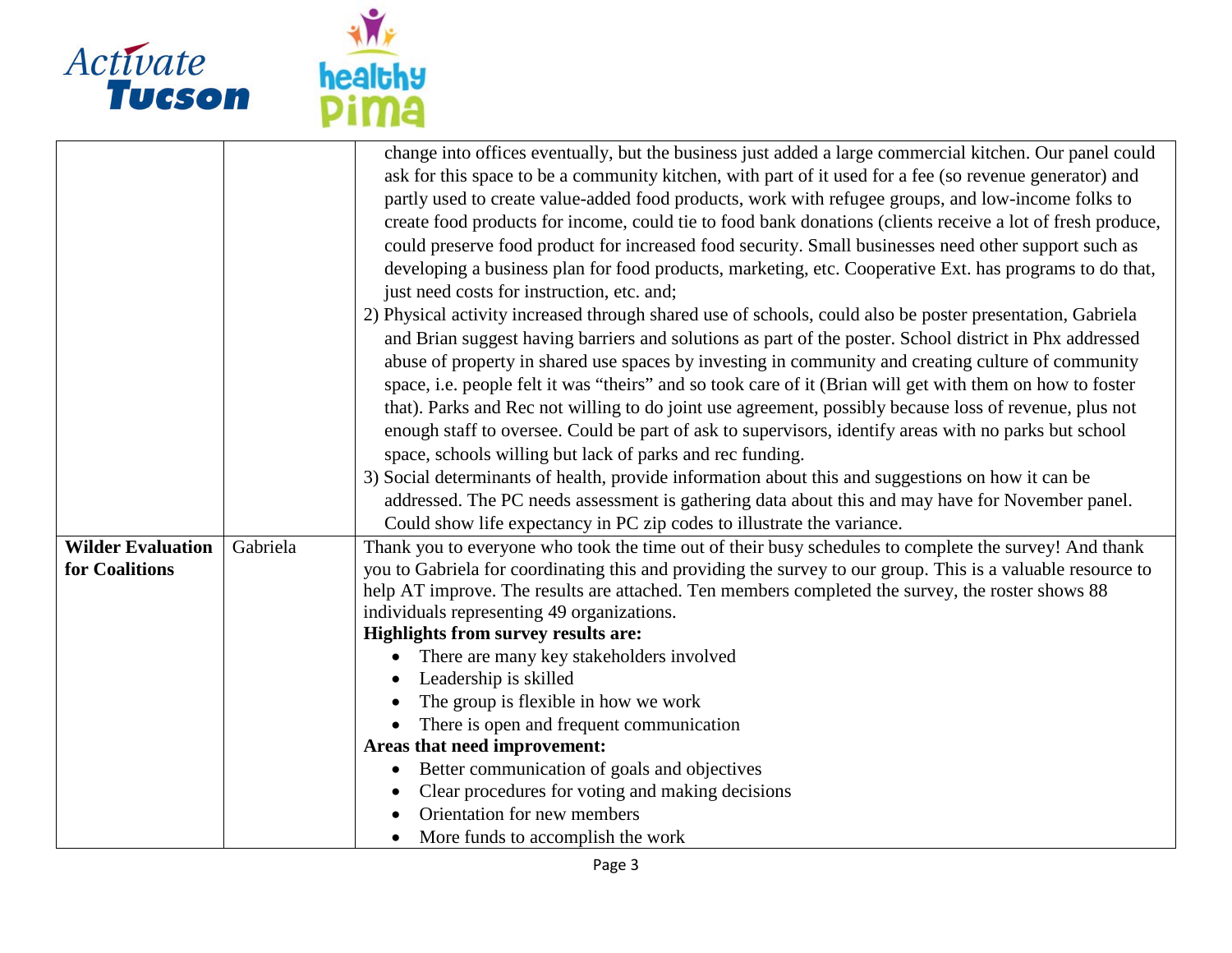| | | |
|---|---|---|
| | | change into offices eventually, but the business just added a large commercial kitchen. Our panel could ask for this space to be a community kitchen, with part of it used for a fee (so revenue generator) and partly used to create value-added food products, work with refugee groups, and low-income folks to create food products for income, could tie to food bank donations (clients receive a lot of fresh produce, could preserve food product for increased food security. Small businesses need other support such as developing a business plan for food products, marketing, etc. Cooperative Ext. has programs to do that, just need costs for instruction, etc. and;<br>2) Physical activity increased through shared use of schools, could also be poster presentation, Gabriela and Brian suggest having barriers and solutions as part of the poster. School district in Phx addressed abuse of property in shared use spaces by investing in community and creating culture of community space, i.e. people felt it was "theirs" and so took care of it (Brian will get with them on how to foster that). Parks and Rec not willing to do joint use agreement, possibly because loss of revenue, plus not enough staff to oversee. Could be part of ask to supervisors, identify areas with no parks but school space, schools willing but lack of parks and rec funding.<br>3) Social determinants of health, provide information about this and suggestions on how it can be addressed. The PC needs assessment is gathering data about this and may have for November panel. Could show life expectancy in PC zip codes to illustrate the variance. |
| **Wilder Evaluation for Coalitions** | Gabriela | Thank you to everyone who took the time out of their busy schedules to complete the survey! And thank you to Gabriela for coordinating this and providing the survey to our group. This is a valuable resource to help AT improve. The results are attached. Ten members completed the survey, the roster shows 88 individuals representing 49 organizations.<br>**Highlights from survey results are:**<br>• There are many key stakeholders involved<br>• Leadership is skilled<br>• The group is flexible in how we work<br>• There is open and frequent communication<br>**Areas that need improvement:**<br>• Better communication of goals and objectives<br>• Clear procedures for voting and making decisions<br>• Orientation for new members<br>• More funds to accomplish the work |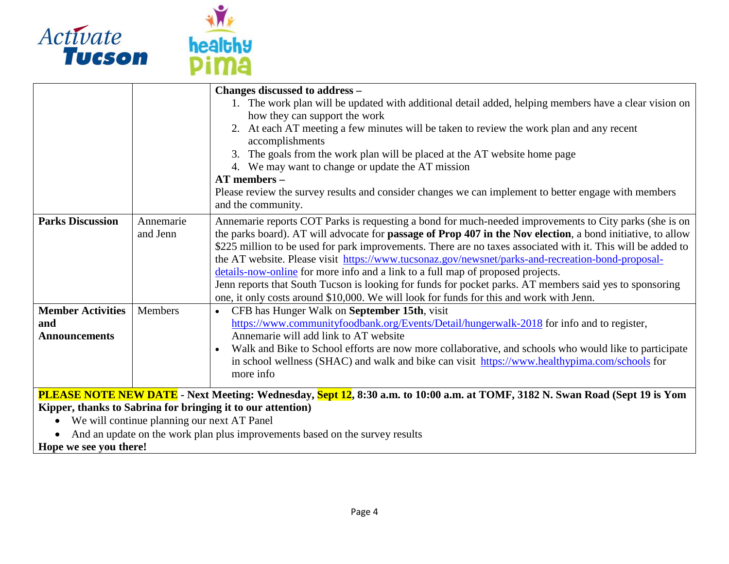| | | |
|---|---|---|
| | | **Changes discussed to address –**<br>1. The work plan will be updated with additional detail added, helping members have a clear vision on how they can support the work<br>2. At each AT meeting a few minutes will be taken to review the work plan and any recent accomplishments<br>3. The goals from the work plan will be placed at the AT website home page<br>4. We may want to change or update the AT mission<br>**AT members –**<br>Please review the survey results and consider changes we can implement to better engage with members and the community. |
| **Parks Discussion** | Annemarie and Jenn | Annemarie reports COT Parks is requesting a bond for much-needed improvements to City parks (she is on the parks board). AT will advocate for **passage of Prop 407 in the Nov election**, a bond initiative, to allow $225 million to be used for park improvements. There are no taxes associated with it. This will be added to the AT website. Please visit https://www.tucsonaz.gov/newsnet/parks-and-recreation-bond-proposal-details-now-online for more info and a link to a full map of proposed projects.<br>Jenn reports that South Tucson is looking for funds for pocket parks. AT members said yes to sponsoring one, it only costs around $10,000. We will look for funds for this and work with Jenn. |
| **Member Activities and Announcements** | Members | • CFB has Hunger Walk on **September 15th**, visit https://www.communityfoodbank.org/Events/Detail/hungerwalk-2018 for info and to register, Annemarie will add link to AT website<br>• Walk and Bike to School efforts are now more collaborative, and schools who would like to participate in school wellness (SHAC) and walk and bike can visit https://www.healthypima.com/schools for more info |

**PLEASE NOTE NEW DATE - Next Meeting: Wednesday, Sept 12, 8:30 a.m. to 10:00 a.m. at TOMF, 3182 N. Swan Road (Sept 19 is Yom Kipper, thanks to Sabrina for bringing it to our attention)**

- We will continue planning our next AT Panel
- And an update on the work plan plus improvements based on the survey results

**Hope we see you there!**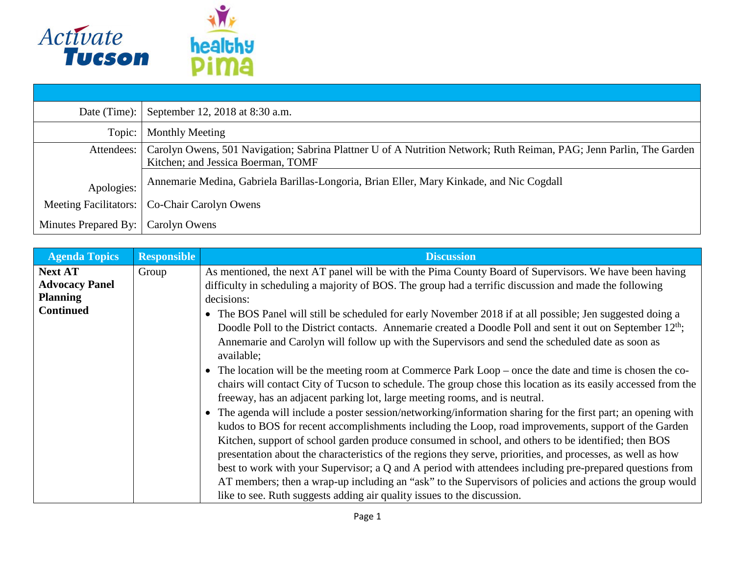| | |
|---|---|
| Date (Time): | September 12, 2018 at 8:30 a.m. |
| Topic: | Monthly Meeting |
| Attendees: | Carolyn Owens, 501 Navigation; Sabrina Plattner U of A Nutrition Network; Ruth Reiman, PAG; Jenn Parlin, The Garden Kitchen; and Jessica Boerman, TOMF |
| Apologies: | Annemarie Medina, Gabriela Barillas-Longoria, Brian Eller, Mary Kinkade, and Nic Cogdall |
| Meeting Facilitators: | Co-Chair Carolyn Owens |
| Minutes Prepared By: | Carolyn Owens |

| Agenda Topics | Responsible | Discussion |
|---|---|---|
| **Next AT Advocacy Panel Planning Continued** | Group | As mentioned, the next AT panel will be with the Pima County Board of Supervisors. We have been having difficulty in scheduling a majority of BOS. The group had a terrific discussion and made the following decisions:<br>• The BOS Panel will still be scheduled for early November 2018 if at all possible; Jen suggested doing a Doodle Poll to the District contacts. Annemarie created a Doodle Poll and sent it out on September 12th; Annemarie and Carolyn will follow up with the Supervisors and send the scheduled date as soon as available;<br>• The location will be the meeting room at Commerce Park Loop – once the date and time is chosen the co-chairs will contact City of Tucson to schedule. The group chose this location as its easily accessed from the freeway, has an adjacent parking lot, large meeting rooms, and is neutral.<br>• The agenda will include a poster session/networking/information sharing for the first part; an opening with kudos to BOS for recent accomplishments including the Loop, road improvements, support of the Garden Kitchen, support of school garden produce consumed in school, and others to be identified; then BOS presentation about the characteristics of the regions they serve, priorities, and processes, as well as how best to work with your Supervisor; a Q and A period with attendees including pre-prepared questions from AT members; then a wrap-up including an "ask" to the Supervisors of policies and actions the group would like to see. Ruth suggests adding air quality issues to the discussion. |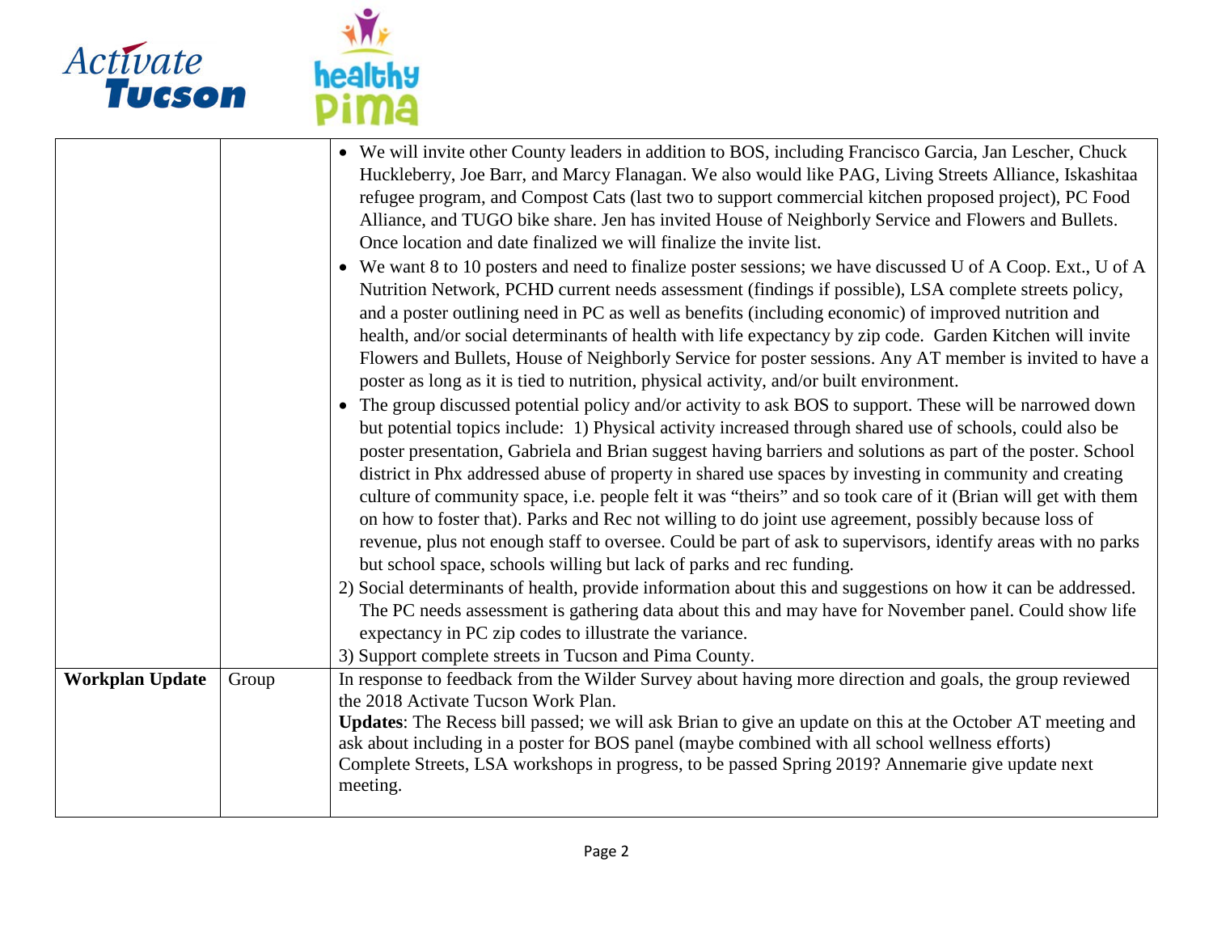| | | |
|---|---|---|
| | | • We will invite other County leaders in addition to BOS, including Francisco Garcia, Jan Lescher, Chuck Huckleberry, Joe Barr, and Marcy Flanagan. We also would like PAG, Living Streets Alliance, Iskashitaa refugee program, and Compost Cats (last two to support commercial kitchen proposed project), PC Food Alliance, and TUGO bike share. Jen has invited House of Neighborly Service and Flowers and Bullets. Once location and date finalized we will finalize the invite list.<br>• We want 8 to 10 posters and need to finalize poster sessions; we have discussed U of A Coop. Ext., U of A Nutrition Network, PCHD current needs assessment (findings if possible), LSA complete streets policy, and a poster outlining need in PC as well as benefits (including economic) of improved nutrition and health, and/or social determinants of health with life expectancy by zip code. Garden Kitchen will invite Flowers and Bullets, House of Neighborly Service for poster sessions. Any AT member is invited to have a poster as long as it is tied to nutrition, physical activity, and/or built environment.<br>• The group discussed potential policy and/or activity to ask BOS to support. These will be narrowed down but potential topics include: 1) Physical activity increased through shared use of schools, could also be poster presentation, Gabriela and Brian suggest having barriers and solutions as part of the poster. School district in Phx addressed abuse of property in shared use spaces by investing in community and creating culture of community space, i.e. people felt it was "theirs" and so took care of it (Brian will get with them on how to foster that). Parks and Rec not willing to do joint use agreement, possibly because loss of revenue, plus not enough staff to oversee. Could be part of ask to supervisors, identify areas with no parks but school space, schools willing but lack of parks and rec funding.<br>2) Social determinants of health, provide information about this and suggestions on how it can be addressed. The PC needs assessment is gathering data about this and may have for November panel. Could show life expectancy in PC zip codes to illustrate the variance.<br>3) Support complete streets in Tucson and Pima County. |
| **Workplan Update** | Group | In response to feedback from the Wilder Survey about having more direction and goals, the group reviewed the 2018 Activate Tucson Work Plan.<br>**Updates**: The Recess bill passed; we will ask Brian to give an update on this at the October AT meeting and ask about including in a poster for BOS panel (maybe combined with all school wellness efforts)<br>Complete Streets, LSA workshops in progress, to be passed Spring 2019? Annemarie give update next meeting. |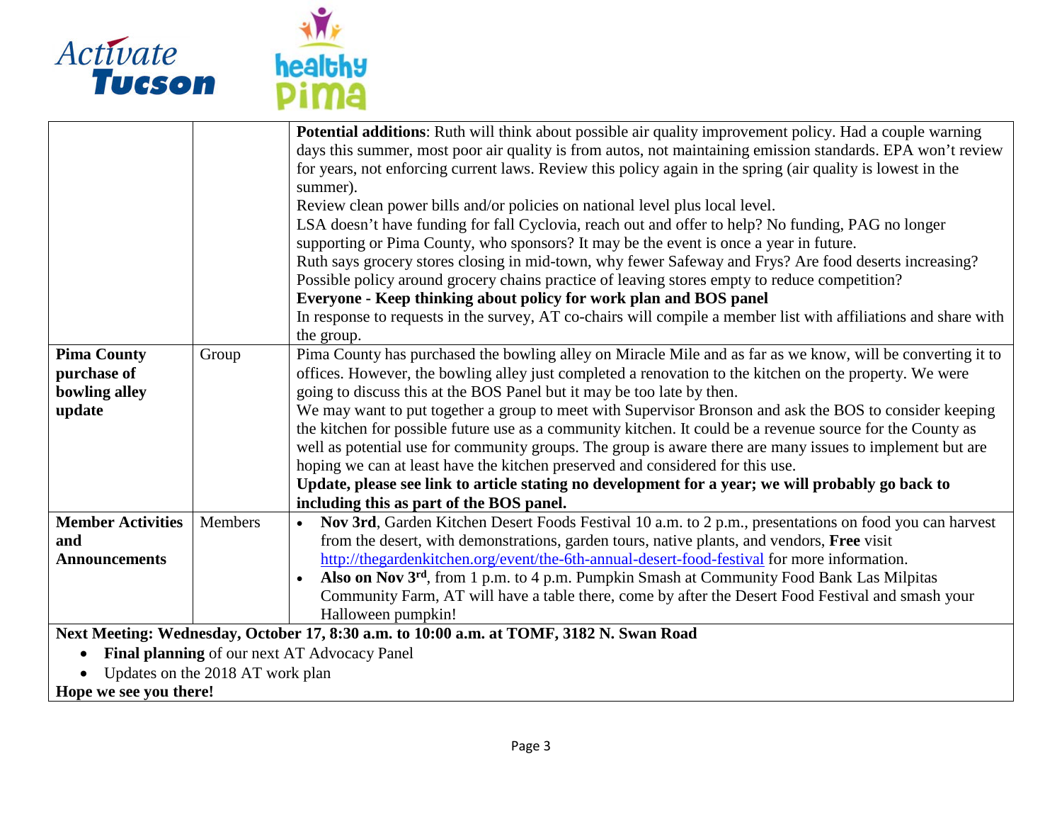| | | |
|---|---|---|
| | | **Potential additions**: Ruth will think about possible air quality improvement policy. Had a couple warning days this summer, most poor air quality is from autos, not maintaining emission standards. EPA won't review for years, not enforcing current laws. Review this policy again in the spring (air quality is lowest in the summer).<br>Review clean power bills and/or policies on national level plus local level.<br>LSA doesn't have funding for fall Cyclovia, reach out and offer to help? No funding, PAG no longer supporting or Pima County, who sponsors? It may be the event is once a year in future.<br>Ruth says grocery stores closing in mid-town, why fewer Safeway and Frys? Are food deserts increasing? Possible policy around grocery chains practice of leaving stores empty to reduce competition?<br>**Everyone - Keep thinking about policy for work plan and BOS panel**<br>In response to requests in the survey, AT co-chairs will compile a member list with affiliations and share with the group. |
| **Pima County purchase of bowling alley update** | Group | Pima County has purchased the bowling alley on Miracle Mile and as far as we know, will be converting it to offices. However, the bowling alley just completed a renovation to the kitchen on the property. We were going to discuss this at the BOS Panel but it may be too late by then.<br>We may want to put together a group to meet with Supervisor Bronson and ask the BOS to consider keeping the kitchen for possible future use as a community kitchen. It could be a revenue source for the County as well as potential use for community groups. The group is aware there are many issues to implement but are hoping we can at least have the kitchen preserved and considered for this use.<br>**Update, please see link to article stating no development for a year; we will probably go back to including this as part of the BOS panel.** |
| **Member Activities and Announcements** | Members | • **Nov 3rd**, Garden Kitchen Desert Foods Festival 10 a.m. to 2 p.m., presentations on food you can harvest from the desert, with demonstrations, garden tours, native plants, and vendors, **Free** visit http://thegardenkitchen.org/event/the-6th-annual-desert-food-festival for more information.<br>• **Also on Nov 3rd**, from 1 p.m. to 4 p.m. Pumpkin Smash at Community Food Bank Las Milpitas Community Farm, AT will have a table there, come by after the Desert Food Festival and smash your Halloween pumpkin! |

**Next Meeting: Wednesday, October 17, 8:30 a.m. to 10:00 a.m. at TOMF, 3182 N. Swan Road**

- **Final planning** of our next AT Advocacy Panel
- Updates on the 2018 AT work plan

**Hope we see you there!**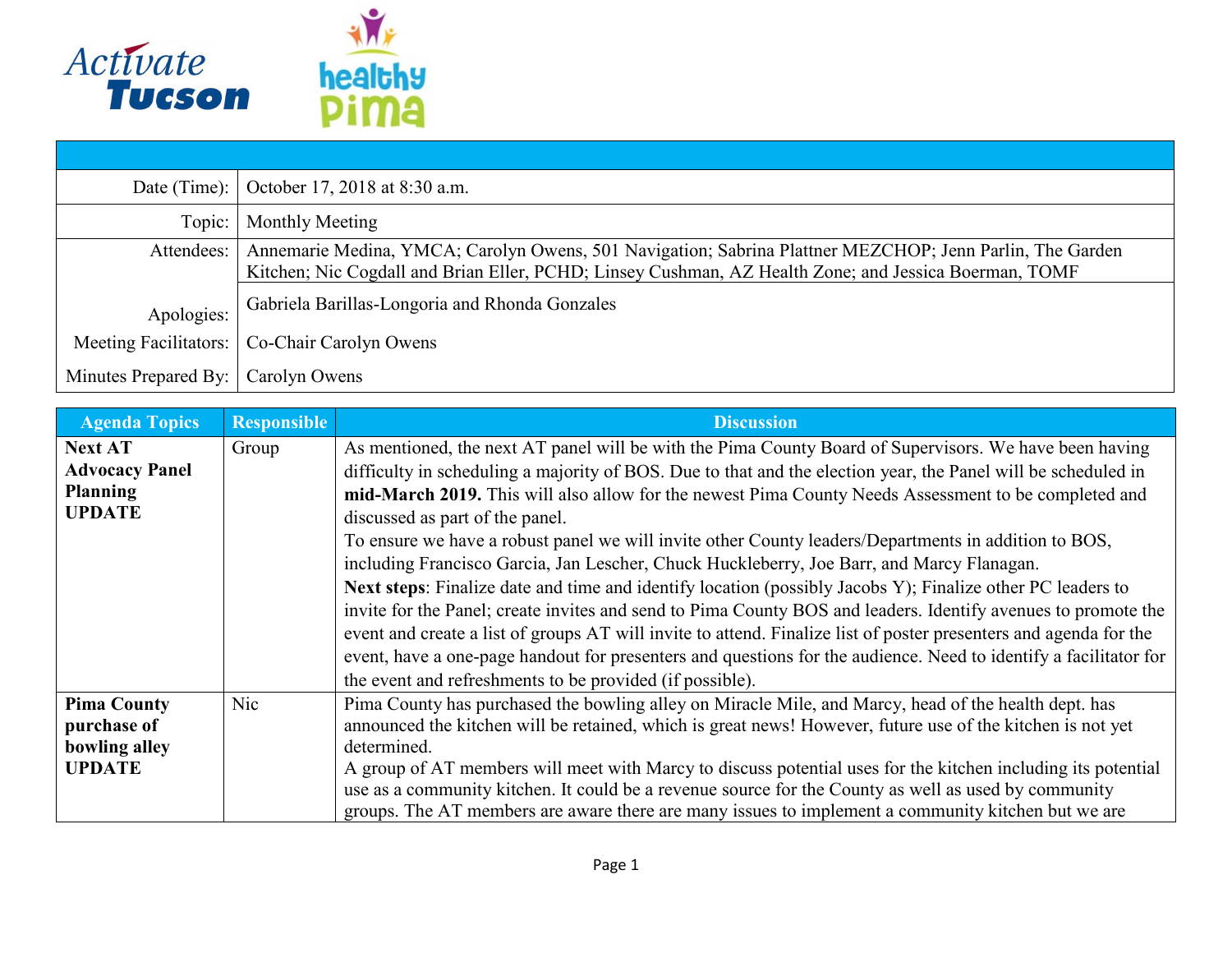| | |
|---|---|
| Date (Time): | October 17, 2018 at 8:30 a.m. |
| Topic: | Monthly Meeting |
| Attendees: | Annemarie Medina, YMCA; Carolyn Owens, 501 Navigation; Sabrina Plattner MEZCHOP; Jenn Parlin, The Garden Kitchen; Nic Cogdall and Brian Eller, PCHD; Linsey Cushman, AZ Health Zone; and Jessica Boerman, TOMF |
| Apologies: | Gabriela Barillas-Longoria and Rhonda Gonzales |
| Meeting Facilitators: | Co-Chair Carolyn Owens |
| Minutes Prepared By: | Carolyn Owens |

| Agenda Topics | Responsible | Discussion |
|---|---|---|
| **Next AT Advocacy Panel Planning UPDATE** | Group | As mentioned, the next AT panel will be with the Pima County Board of Supervisors. We have been having difficulty in scheduling a majority of BOS. Due to that and the election year, the Panel will be scheduled in **mid-March 2019.** This will also allow for the newest Pima County Needs Assessment to be completed and discussed as part of the panel.<br>To ensure we have a robust panel we will invite other County leaders/Departments in addition to BOS, including Francisco Garcia, Jan Lescher, Chuck Huckleberry, Joe Barr, and Marcy Flanagan.<br>**Next steps**: Finalize date and time and identify location (possibly Jacobs Y); Finalize other PC leaders to invite for the Panel; create invites and send to Pima County BOS and leaders. Identify avenues to promote the event and create a list of groups AT will invite to attend. Finalize list of poster presenters and agenda for the event, have a one-page handout for presenters and questions for the audience. Need to identify a facilitator for the event and refreshments to be provided (if possible). |
| **Pima County purchase of bowling alley UPDATE** | Nic | Pima County has purchased the bowling alley on Miracle Mile, and Marcy, head of the health dept. has announced the kitchen will be retained, which is great news! However, future use of the kitchen is not yet determined.<br>A group of AT members will meet with Marcy to discuss potential uses for the kitchen including its potential use as a community kitchen. It could be a revenue source for the County as well as used by community groups. The AT members are aware there are many issues to implement a community kitchen but we are |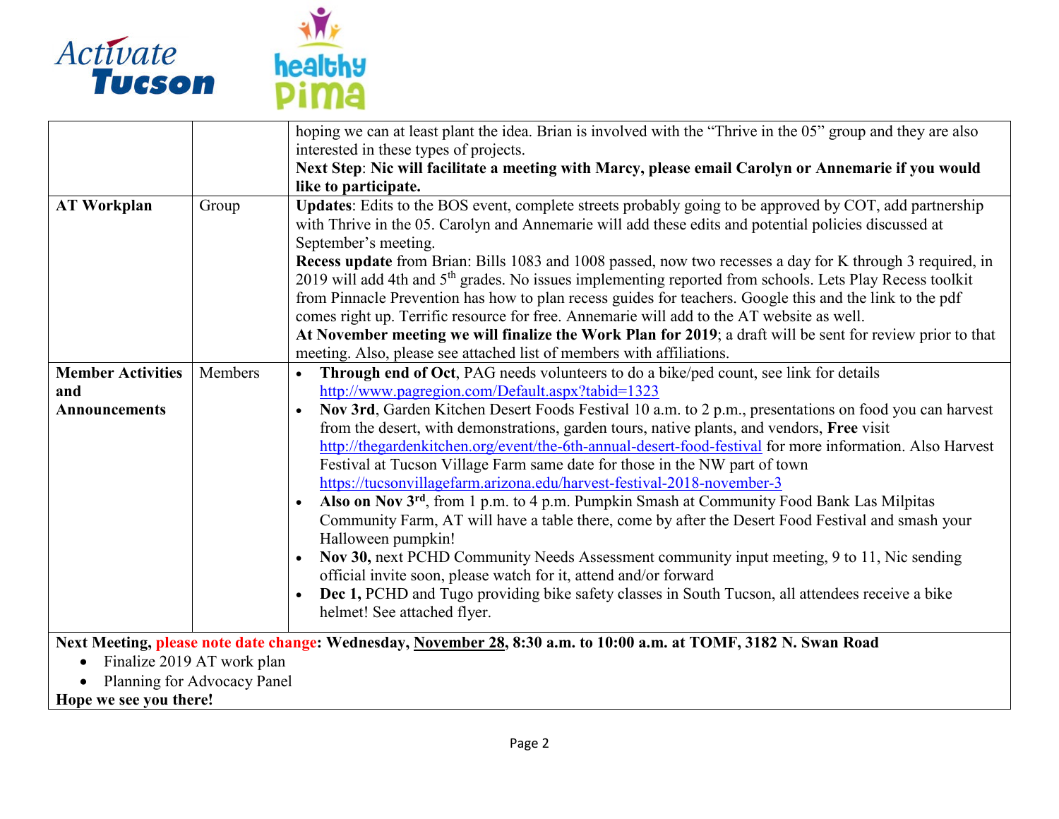| | | |
|---|---|---|
| | | hoping we can at least plant the idea. Brian is involved with the "Thrive in the 05" group and they are also interested in these types of projects.<br>**Next Step**: **Nic will facilitate a meeting with Marcy, please email Carolyn or Annemarie if you would like to participate.** |
| **AT Workplan** | Group | **Updates**: Edits to the BOS event, complete streets probably going to be approved by COT, add partnership with Thrive in the 05. Carolyn and Annemarie will add these edits and potential policies discussed at September's meeting.<br>**Recess update** from Brian: Bills 1083 and 1008 passed, now two recesses a day for K through 3 required, in 2019 will add 4th and 5th grades. No issues implementing reported from schools. Lets Play Recess toolkit from Pinnacle Prevention has how to plan recess guides for teachers. Google this and the link to the pdf comes right up. Terrific resource for free. Annemarie will add to the AT website as well.<br>**At November meeting we will finalize the Work Plan for 2019**; a draft will be sent for review prior to that meeting. Also, please see attached list of members with affiliations. |
| **Member Activities and Announcements** | Members | • **Through end of Oct**, PAG needs volunteers to do a bike/ped count, see link for details http://www.pagregion.com/Default.aspx?tabid=1323<br>• **Nov 3rd**, Garden Kitchen Desert Foods Festival 10 a.m. to 2 p.m., presentations on food you can harvest from the desert, with demonstrations, garden tours, native plants, and vendors, **Free** visit http://thegardenkitchen.org/event/the-6th-annual-desert-food-festival for more information. Also Harvest Festival at Tucson Village Farm same date for those in the NW part of town https://tucsonvillagefarm.arizona.edu/harvest-festival-2018-november-3<br>• **Also on Nov 3rd**, from 1 p.m. to 4 p.m. Pumpkin Smash at Community Food Bank Las Milpitas Community Farm, AT will have a table there, come by after the Desert Food Festival and smash your Halloween pumpkin!<br>• **Nov 30,** next PCHD Community Needs Assessment community input meeting, 9 to 11, Nic sending official invite soon, please watch for it, attend and/or forward<br>• **Dec 1,** PCHD and Tugo providing bike safety classes in South Tucson, all attendees receive a bike helmet! See attached flyer. |

**Next Meeting, please note date change: Wednesday, November 28, 8:30 a.m. to 10:00 a.m. at TOMF, 3182 N. Swan Road**

- Finalize 2019 AT work plan
- Planning for Advocacy Panel

**Hope we see you there!**